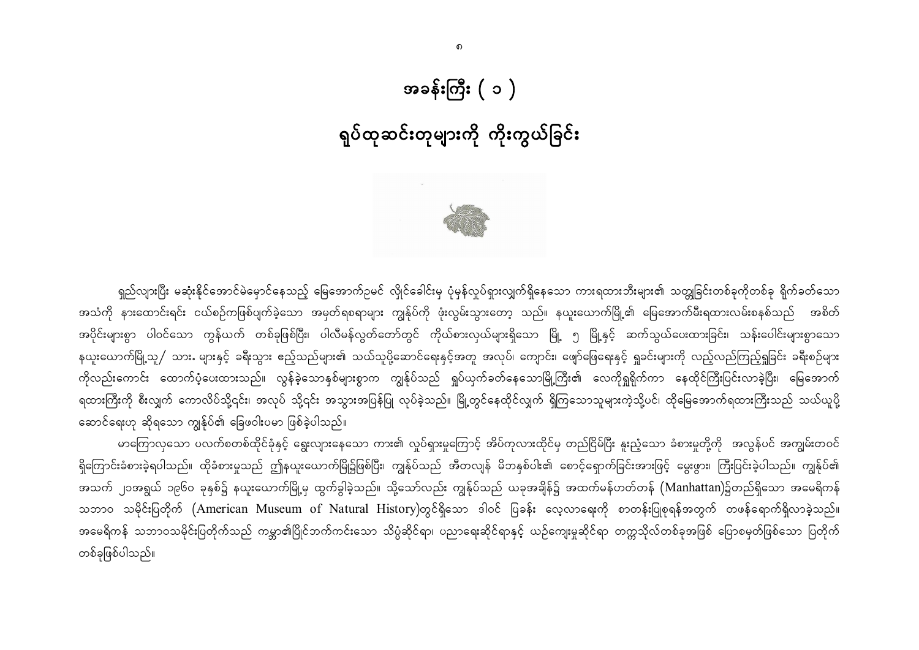# အခန်းကြီး ( ၁ )

## ရုပ်ထုဆင်းတုများကို ကိုးကွယ်ခြင်း

ရှည်လျားပြီး မဆုံးနိုင်အောင်မဲမှောင်နေသည့် မြေအောက်ဥမင် လိုင်ခေါင်းမှ ပုံမှန်လှုပ်ရှားလျက်ရှိနေသော ကားရထားဘီးများ၏ သတ္တုခြင်းတစ်ခုကိုတစ်ခု ရိုက်ခတ်သော အသံကို နားထောင်ရင်း ငယ်စဉ်ကဖြစ်ပျက်ခဲ့သော အမှတ်ရစရာများ ကွန်ုပ်ကို ဖုံးလွှမ်းသွားတော့ သည်။ နယူးယောက်မြို့၏ မြေအောက်မီးရထားလမ်းစနစ်သည် အစိတ်အပိုင်းများစွာ ပါဝင်သော ကွန်ယက် တစ်ခုဖြစ်ပြီး၊ ပါလီမန်လွှတ်တော်တွင် ကိုယ်စားလှယ်များရှိသော မြို့ ၅ မြို့နှင့် ဆက်သွယ်ပေးထားခြင်း၊ သန်းပေါင်းများစွာသော နယူးယောက်မြို့သူ/ သား. များနှင့် ခရီးသွား ဧည့်သည်များ၏ သယ်သူပို့ဆောင်ရေးနှင့်အတူ အလုပ်၊ ကျောင်း၊ ဖျော်ဖြေရေးနှင့် ရှုခင်းများကို လည့်လည်ကြည့်ရှုခြင်း ခရီးစဉ်များကိုလည်းကောင်း ထောက်ပံ့ပေးထားသည်။ လွန်ခဲ့သောနှစ်များစွာက ကွန်ုပ်သည် ရှုပ်ယှက်ခတ်နေသောမြို့ကြီး၏ လေကိုရှူရှိုက်ကာ နေထိုင်ကြီးပြင်းလာခဲ့ပြီး၊ မြေအောက်ရထားကြီးကို စီးလျှက် ကောလိပ်သို့၎င်း၊ အလုပ် သို့၎င်း အသွားအပြန်ပြု လုပ်ခဲ့သည်။ မြို့တွင်နေထိုင်လျှက် ရှိကြသောသူများကဲ့သို့ပင်၊ ထိုမြေအောက်ရထားကြီးသည် သယ်ယူပို့ဆောင်ရေးဟု ဆိုရသော ကွန်ုပ်၏ ခြေဖဝါးပမာ ဖြစ်ခဲ့ပါသည်။

မာကြောလှသော ပလက်စတစ်ထိုင်ခုံနှင့် ရွေ့လျားနေသော ကား၏ လှုပ်ရှားမှုကြောင့် အိပ်ကုလားထိုင်မှ တည်ငြိမ်မှုမြဲပြီး နူးညံ့သော ခံစားမှုတို့ကို အလွန်ပင် အကျွမ်းတဝင်ရှိကြောင်းခံစားခဲ့ရပါသည်။ ထိုခံစားမှုသည် ဤနယူးယောက်မြို့၌ဖြစ်ပြီး၊ ကွန်ုပ်သည် အီတလျှန် မိဘနှစ်ပါး၏ စောင့်ရှောက်ခြင်းအားဖြင့် မွေးဖွား၊ ကြီးပြင်းခဲ့ပါသည်။ ကွန်ုပ်၏ အသက် ၂၁အရွယ် ၁၉၆၀ ခုနှစ်၌ နယူးယောက်မြို့မှ ထွက်ခွါခဲ့သည်။ သို့သော်လည်း ကွန်ုပ်သည် ယခုအချိန်၌ အထက်မန်ဟတ်တန် (Manhattan)၌တည်ရှိသော အမေရိကန် သဘာဝ သမိုင်းပြတိုက် (American Museum of Natural History)တွင်ရှိသော ဒါဝင် ပြခန်း လေ့လာရေးကို စာတန်းပြုစုရန်အတွက် တဖန်ရောက်ရှိလာခဲ့သည်။ အမေရိကန် သဘာဝသမိုင်းပြတိုက်သည် ကမ္ဘာ၏ပြိုင်ဘက်ကင်းသော သိပ္ပံဆိုင်ရာ၊ ပညာရေးဆိုင်ရာနှင့် ယဉ်ကျေးမှုဆိုင်ရာ တက္ကသိုလ်တစ်ခုအဖြစ် ပြောစမှတ်ဖြစ်သော ပြတိုက်တစ်ခုဖြစ်ပါသည်။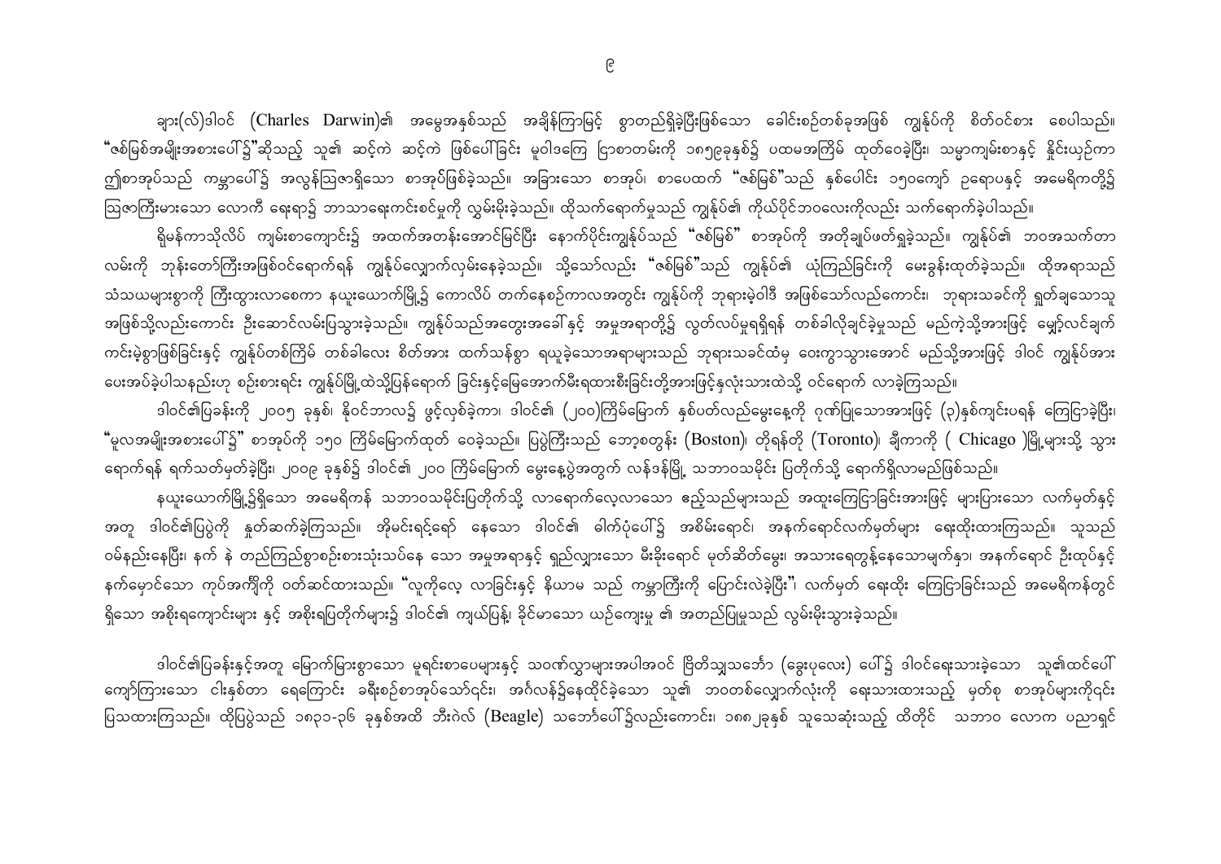ချား(လ်)ဒါဝင် (Charles Darwin)၏ အမွေအနှစ်သည် အချိန်ကြာမြင့် စွာတည်ရှိခဲ့ပြီးဖြစ်သော ခေါင်းစဉ်တစ်ခုအဖြစ် ကွန်ုပ်ကို စိတ်ဝင်စား စေပါသည်။ "ဇစ်မြစ်အမျိုးအစားပေါ်၌"ဆိုသည့် သူ၏ ဆင့်ကဲ ဆင့်ကဲ ဖြစ်ပေါ်ခြင်း မူဝါဒကြေ ငြာစာတမ်းကို ၁၈၅၉ခုနှစ်၌ ပထမအကြိမ် ထုတ်ဝေခဲ့ပြီး၊ သမ္မာကျမ်းစာနှင့် နှိုင်းယှဉ်က ဤစာအုပ်သည် ကမ္ဘာပေါ်၌ အလွန်ဩဇာရှိသော စာအုပ်ဖြစ်ခဲ့သည်။ အခြားသော စာအုပ်၊ စာပေထက် "ဇစ်မြစ်"သည် နှစ်ပေါင်း ၁၅၀ကျော် ဥရောပနှင့် အမေရိကတို့၌ ဩဇာကြီးမားသော လောကီ ရေးရာ၌ ဘာသာရေးကင်းစင်မှုကို လွှမ်းမိုးခဲ့သည်။ ထိုသက်ရောက်မှုသည် ကွန်ုပ်၏ ကိုယ်ပိုင်ဘဝလေးကိုလည်း သက်ရောက်ခဲ့ပါသည်။

ရိုမန်ကာသိုလိပ် ကျမ်းစာကျောင်း၌ အထက်အတန်းအောင်မြင်ပြီး နောက်ပိုင်းကွန်ုပ်သည် "ဇစ်မြစ်" စာအုပ်ကို အတိုချုပ်ဖတ်ရှုခဲ့သည်။ ကွန်ုပ်၏ ဘဝအသက်တာ လမ်းကို ဘုန်းတော်ကြီးအဖြစ်ဝင်ရောက်ရန် ကွန်ုပ်လျှောက်လှမ်းနေခဲ့သည်။ သို့သော်လည်း "ဇစ်မြစ်"သည် ကွန်ုပ်၏ ယုံကြည်ခြင်းကို မေးခွန်းထုတ်ခဲ့သည်။ ထိုအရာသည် သံသယများစွာကို ကြီးထွားလာစေကာ နယူးယောက်မြို့၌ ကောလိပ် တက်နေစဉ်ကာလအတွင်း ကွန်ုပ်ကို ဘုရားမဲ့ဝါဒီ အဖြစ်သော်လည်းကောင်း၊ ဘုရားသခင်ကို ရှုတ်ချသောသူ အဖြစ်သို့လည်းကောင်း ဦးဆောင်လမ်းပြသွားခဲ့သည်။ ကွန်ုပ်သည်အတွေးအခေါ်နှင့် အမှုအရာတို့၌ လွတ်လပ်မှုရရှိရန် တစ်ခါလိုချင်ခဲ့မှုသည် မည်ကဲ့သို့အားဖြင့် မျှော်လင့်ချက် ကင်းမဲ့စွာဖြစ်ခြင်းနှင့် ကွန်ုပ်တစ်ကြိမ် တစ်ခါလေး စိတ်အား ထက်သန်စွာ ရယူခဲ့သောအရာများသည် ဘုရားသခင်ထံမှ ဝေးကွာသွားအောင် မည်သို့အားဖြင့် ဒါဝင် ကွန်ုပ်အား ပေးအပ်ခဲ့ပါသနည်းဟု စဉ်းစားရင်း ကွန်ုပ်မြို့ထဲသို့ပြန်ရောက် ခြင်းနှင့်မြေအောက်မီးရထားစီးခြင်းတို့အားဖြင့်နှလုံးသားထဲသို့ ဝင်ရောက် လာခဲ့ကြသည်။

ဒါဝင်၏ပြခန်းကို ၂၀၀၅ ခုနှစ်၊ နိုဝင်ဘာလ၌ ဖွင့်လှစ်ခဲ့ကာ၊ ဒါဝင်၏ (၂၀၀)ကြိမ်မြောက် နှစ်ပတ်လည်မွေးနေ့ကို ဂုဏ်ပြုသောအားဖြင့် (၃)နှစ်ကျင်းပရန် ကြေငြာခဲ့ပြီး၊ "မူလအမျိုးအစားပေါ်၌" စာအုပ်ကို ၁၅၀ ကြိမ်မြောက်ထုတ် ဝေခဲ့သည်။ ပြပွဲကြီးသည် ဘော့စတွန်း (Boston)၊ တိုရန်တို (Toronto)၊ ချီကာဂို ( Chicago )မြို့များသို့ သွား ရောက်ရန် ရက်သတ်မှတ်ခဲ့ပြီး၊ ၂၀၀၉ ခုနှစ်၌ ဒါဝင်၏ ၂၀၀ ကြိမ်မြောက် မွေးနေ့ပွဲအတွက် လန်ဒန်မြို့ သဘာဝသမိုင်း ပြတိုက်သို့ ရောက်ရှိလာမည်ဖြစ်သည်။

နယူးယောက်မြို့၌ရှိသော အမေရိကန် သဘာဝသမိုင်းပြတိုက်သို့ လာရောက်လေ့လာသော ဧည့်သည်များသည် အထူးကြေငြာခြင်းအားဖြင့် များပြားသော လက်မှတ်နှင့် အတူ ဒါဝင်၏ပြပွဲကို နှုတ်ဆက်ခဲ့ကြသည်။ အိုမင်းရင့်ရော် နေသော ဒါဝင်၏ ခါက်ပုံပေါ်၌ အစိမ်းရောင်၊ အနက်ရောင်လက်မှတ်များ ရေးထိုးထားကြသည်။ သူသည် ဝမ်နည်းနေပြီး၊ နက် နဲ တည်ကြည်စွာစဉ်းစားသုံးသပ်နေ သော အမှုအရာနှင့် ရှည်လျှားသော မီးခိုးရောင် မုတ်ဆိတ်မွေး၊ အသားရေတွန့်နေသောမျက်နှာ၊ အနက်ရောင် ဦးထုပ်နှင့် နက်မှောင်သော ကုပ်အင်္ကျီကို ဝတ်ဆင်ထားသည်။ "လူကိုလေ့ လာခြင်းနှင့် နိယာမ သည် ကမ္ဘာကြီးကို ပြောင်းလဲခဲ့ပြီး" လက်မှတ် ရေးထိုး ကြေငြာခြင်းသည် အမေရိကန်တွင် ရှိသော အစိုးရကျောင်းများ နှင့် အစိုးရပြတိုက်များ၌ ဒါဝင်၏ ကျယ်ပြန့်၊ ခိုင်မာသော ယဉ်ကျေးမှု ၏ အတည်ပြုမှုသည် လွှမ်းမိုးသွားခဲ့သည်။

ဒါဝင်၏ပြခန်းနှင့်အတူ မြောက်မြားစွာသော မူရင်းစာပေများနှင့် သဝဏ်လွှာများအပါအဝင် ဗြိတိသျှသင်္ဘော (ခွေးပုလေး) ပေါ်၌ ဒါဝင်ရေးသားခဲ့သော သူ၏ထင်ပေါ် ကျော်ကြားသော ငါးနှစ်တာ ရေကြောင်း ခရီးစဉ်စာအုပ်သော်၎င်း၊ အင်္ဂလန်၌နေထိုင်ခဲ့သော သူ၏ ဘဝတစ်လျှောက်လုံးကို ရေးသားထားသည့် မှတ်စု စာအုပ်များကိုရင်း ပြသထားကြသည်။ ထိုပြပွဲသည် ၁၈၃၁-၃၆ ခုနှစ်အထိ ဘီးဂဲလ် (Beagle) သင်္ဘောပေါ်၌လည်းကောင်း၊ ၁၈၈၂ခုနှစ် သူသေဆုံးသည့် ထိတိုင် သဘာဝ လောက ပညာရှင်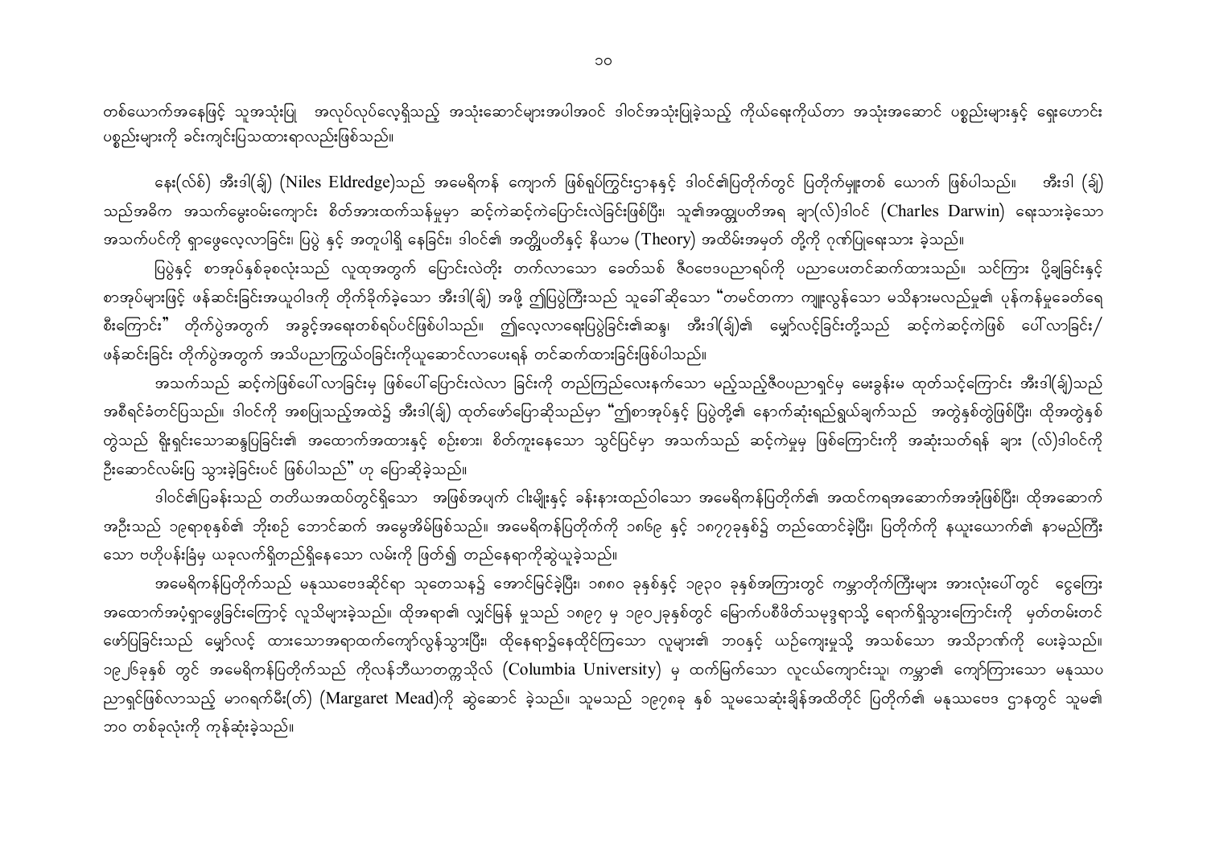တစ်ယောက်အနေဖြင့် သူအသုံးပြု အလုပ်လုပ်လေ့ရှိသည့် အသုံးဆောင်များအပါအဝင် ဒါဝင်အသုံးပြုခဲ့သည့် ကိုယ်ရေးကိုယ်တာ အသုံးအဆောင် ပစ္စည်းများနှင့် ရှေးဟောင်း ပစ္စည်းများကို ခင်းကျင်းပြသထားရာလည်းဖြစ်သည်။

နေး(လ်စ်) အဲးဒါ(ဂျ်) (Niles Eldredge)သည် အမေရိကန် ကျောက် ဖြစ်ရုပ်ကြွင်းဌာနနှင့် ဒါဝင်၏ပြတိုက်တွင် ပြတိုက်မှူးတစ် ယောက် ဖြစ်ပါသည်။ အဲးဒါ (ဂျ်) သည်အဓိက အသက်မွေးဝမ်းကျောင်း စိတ်အားထက်သန်မှုမှာ ဆင့်ကဲဆင့်ကဲပြောင်းလဲခြင်းဖြစ်ပြီး၊ သူ၏အတ္ထုပတိအရ ချာ(လ်)ဒါဝင် (Charles Darwin) ရေးသားခဲ့သော အသက်ပင်ကို ရှာဖွေလေ့လာခြင်း၊ ပြပွဲ နှင့် အတူပါရှိ နေခြင်း၊ ဒါဝင်၏ အတ္ထုပတိနှင့် နိယာမ (Theory) အထိမ်းအမှတ် တို့ကို ဂုဏ်ပြုရေးသား ခဲ့သည်။

ပြပွဲနှင့် စာအုပ်နှစ်ခုစလုံးသည် လူထုအတွက် ပြောင်းလဲတိုး တက်လာသော ခေတ်သစ် ဇီဝဗေဒပညာရပ်ကို ပညာပေးတင်ဆက်ထားသည်။ သင်ကြား ပို့ချခြင်းနှင့် စာအုပ်များဖြင့် ဖန်ဆင်းခြင်းအယူဝါဒကို တိုက်ခိုက်ခဲ့သော အဲးဒါ(ဂျ်) အဖို့ ဤပြပွဲကြီးသည် သူခေါ်ဆိုသော "တမင်တကာ ကျူးလွန်သော မသိနားမလည်မှု၏ ပုန်ကန်မှုခေတ်ရေစီးကြောင်း" တိုက်ပွဲအတွက် အခွင့်အရေးတစ်ရပ်ပင်ဖြစ်ပါသည်။ ဤလေ့လာရေးပြပွဲခြင်း၏ဆန္ဒ၊ အဲးဒါ(ဂျ်)၏ မျှော်လင့်ခြင်းတို့သည် ဆင့်ကဲဆင့်ကဲဖြစ် ပေါ်လာခြင်း/ဖန်ဆင်းခြင်း တိုက်ပွဲအတွက် အသိပညာကြွယ်ဝခြင်းကိုယူဆောင်လာပေးရန် တင်ဆက်ထားခြင်းဖြစ်ပါသည်။

အသက်သည် ဆင့်ကဲဖြစ်ပေါ်လာခြင်းမှ ဖြစ်ပေါ်ပြောင်းလဲလာ ခြင်းကို တည်ကြည်လေးနက်သော မည့်သည့်ဇီဝပညာရှင်မှ မေးခွန်းမ ထုတ်သင့်ကြောင်း အဲးဒါ(ဂျ်)သည် အစီရင်ခံတင်ပြသည်။ ဒါဝင်ကို အစပြုသည့်အထဲ၌ အဲးဒါ(ဂျ်) ထုတ်ဖော်ပြောဆိုသည်မှာ "ဤစာအုပ်နှင့် ပြပွဲတို့၏ နောက်ဆုံးရည်ရွယ်ချက်သည် အတွဲနှစ်တွဲဖြစ်ပြီး၊ ထိုအတွဲနှစ်တွဲသည် ရိုးရှင်းသောဆန္ဒပြခြင်း၏ အထောက်အထားနှင့် စဉ်းစား၊ စိတ်ကူးနေသော သွင်ပြင်မှာ အသက်သည် ဆင့်ကဲမှုမှ ဖြစ်ကြောင်းကို အဆုံးသတ်ရန် ချား (လ်)ဒါဝင်ကို ဦးဆောင်လမ်းပြ သွားခဲ့ခြင်းပင် ဖြစ်ပါသည်" ဟု ပြောဆိုခဲ့သည်။

ဒါဝင်၏ပြခန်းသည် တတိယအထပ်တွင်ရှိသော အဖြစ်အပျက် ငါးမျိုးနှင့် ခန်းနားထည်ဝါသော အမေရိကန်ပြတိုက်၏ အထင်ကရအဆောက်အအုံဖြစ်ပြီး၊ ထိုအဆောက်အဦးသည် ၁၉ရာစုနှစ်၏ ဘိုးစဉ် ဘောင်ဆက် အမွေအိမ်ဖြစ်သည်။ အမေရိကန်ပြတိုက်ကို ၁၈၆၉ နှင့် ၁၈၇၇ခုနှစ်၌ တည်ထောင်ခဲ့ပြီး၊ ပြတိုက်ကို နယူးယောက်၏ နာမည်ကြီးသော ဗဟိုပန်းခြံမှ ယခုလက်ရှိတည်ရှိနေသော လမ်းကို ဖြတ်၍ တည်နေရာကိုဆွဲယူခဲ့သည်။

အမေရိကန်ပြတိုက်သည် မနုဿဗေဒဆိုင်ရာ သုတေသန၌ အောင်မြင်ခဲ့ပြီး၊ ၁၈၈၀ ခုနှစ်နှင့် ၁၉၃၀ ခုနှစ်အကြားတွင် ကမ္ဘာတိုက်ကြီးများ အားလုံးပေါ်တွင် ငွေကြေးအထောက်အပံ့ရှာဖွေခြင်းကြောင့် လူသိများခဲ့သည်။ ထိုအရာ၏ လျှင်မြန် မှုသည် ၁၈၉၇ မှ ၁၉၀၂ခုနှစ်တွင် မြောက်ပစိဖိတ်သမုဒ္ဒရာသို့ ရောက်ရှိသွားကြောင်းကို မှတ်တမ်းတင်ဖော်ပြခြင်းသည် မျှော်လင့် ထားသောအရာထက်ကျော်လွန်သွားပြီး၊ ထိုနေရာ၌နေထိုင်ကြသော လူများ၏ ဘဝနှင့် ယဉ်ကျေးမှုသို့ အသစ်သော အသိဉာဏ်ကို ပေးခဲ့သည်။ ၁၉၂၆ခုနှစ် တွင် အမေရိကန်ပြတိုက်သည် ကိုလန်ဘီယာတက္ကသိုလ် (Columbia University) မှ ထက်မြက်သော လူငယ်ကျောင်းသူ၊ ကမ္ဘာ၏ ကျော်ကြားသော မနုဿပညာရှင်ဖြစ်လာသည့် မာဂရက်မီး(တ်) (Margaret Mead)ကို ဆွဲဆောင် ခဲ့သည်။ သူမသည် ၁၉၇၈ခု နှစ် သူမသေဆုံးချိန်အထိတိုင် ပြတိုက်၏ မနုဿဗေဒ ဌာနတွင် သူမ၏ ဘဝ တစ်ခုလုံးကို ကုန်ဆုံးခဲ့သည်။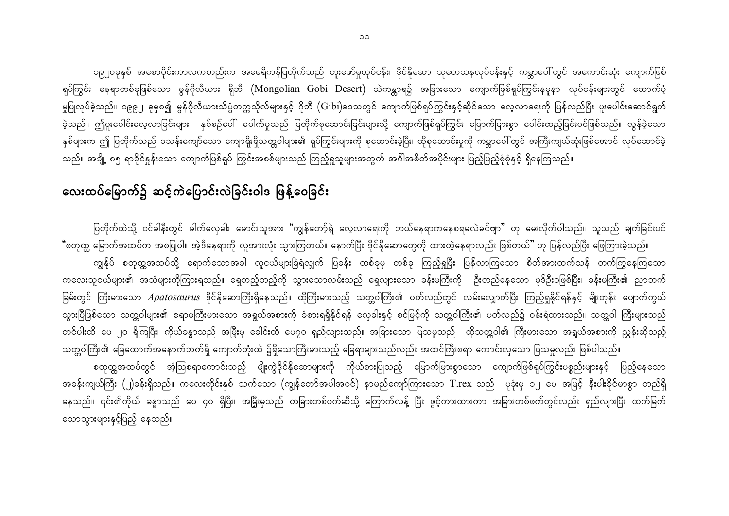၁၉၂၀ခုနှစ် အစောပိုင်းကာလကတည်းက အမေရိကန်ပြတိုက်သည် တူးဖော်မှုလုပ်ငန်း၊ ဒိုင်နိုဆော သုတေသနလုပ်ငန်းနှင့် ကမ္ဘာပေါ်တွင် အကောင်းဆုံး ကျောက်ဖြစ်ရုပ်ကြွင်း နေရာတစ်ခုဖြစ်သော မွန်ဂိုလီယား ဂိုဘီ (Mongolian Gobi Desert) သဲကန္တာရ၌ အခြားသော ကျောက်ဖြစ်ရုပ်ကြွင်းနမူနာ လုပ်ငန်းများတွင် ထောက်ပံ့မှုပြုလုပ်ခဲ့သည်။ ၁၉၉၂ ခုမှစ၍ မွန်ဂိုလီယားသိပ္ပံတက္ကသိုလ်များနှင့် ဂိုဘီ (Gibi)ဒေသတွင် ကျောက်ဖြစ်ရုပ်ကြွင်းနှင့်ဆိုင်သော လေ့လာရေးကို ပြန်လည်ပြီး ပူးပေါင်းဆောင်ရွက်ခဲ့သည်။ ဤပူးပေါင်းလေ့လာခြင်းများ နှစ်စဉ်ပေါ် ပေါက်မှုသည် ပြတိုက်စုဆောင်းခြင်းများသို့ ကျောက်ဖြစ်ရုပ်ကြွင်း မြောက်မြားစွာ ပေါင်းထည့်ခြင်းပင်ဖြစ်သည်။ လွန်ခဲ့သော နှစ်များက ဤ ပြတိုက်သည် ၁သန်းကျော်သော ကျောရိုးရှိသတ္တဝါများ၏ ရုပ်ကြွင်းများကို စုဆောင်းခဲ့ပြီး၊ ထိုစုဆောင်းမှုကို ကမ္ဘာပေါ်တွင် အကြီးကျယ်ဆုံးဖြစ်အောင် လုပ်ဆောင်ခဲ့သည်။ အချို့ ၈၅ ရာခိုင်နှုန်းသော ကျောက်ဖြစ်ရုပ် ကြွင်းအစစ်များသည် ကြည့်ရှုသူများအတွက် အင်္ဂါအစိတ်အပိုင်းများ ပြည့်ပြည့်စုံစုံနှင့် ရှိနေကြသည်။

## လေးထပ်မြောက်၌ ဆင့်ကဲပြောင်းလဲခြင်းဝါဒ ဖြန့်ဝေခြင်း

ပြတိုက်ထဲသို့ ဝင်ခါနီးတွင် ဓါက်လှေခါး မောင်းသူအား "ကျွန်တော့်ရဲ့ လေ့လာရေးကို ဘယ်နေရာကနေစရမလဲခင်ဗျာ" ဟု မေးလိုက်ပါသည်။ သူသည် ချက်ခြင်းပင် "စတုတ္ထ မြောက်အထပ်က အစပြုပါ။ အဲ့ဒီနေရာကို လူအားလုံး သွားကြတယ်။ နောက်ပြီး ဒိုင်နိုဆောတွေကို ထားတဲ့နေရာလည်း ဖြစ်တယ်" ဟု ပြန်လည်ပြီး ဖြေကြားခဲ့သည်။

ကျွန်ုပ် စတုတ္ထအထပ်သို့ ရောက်သောအခါ လူငယ်များခြံရံလျှက် ပြခန်း တစ်ခုမှ တစ်ခု ကြည့်ရှုပြီး ပြန်လာကြသော စိတ်အားထက်သန် တက်ကြွနေကြသော ကလေးသူငယ်များ၏ အသံများကိုကြားရသည်။ ရှေတည့်တည့်ကို သွားသောလမ်းသည် ရှေလျားသော ခန်းမကြီးကို ဦးတည်နေသော မုဒ်ဦးဝဖြစ်ပြီး၊ ခန်းမကြီး၏ ညာဘက်ခြမ်းတွင် ကြီးမားသော *Apatosaurus* ဒိုင်နိုဆောကြီးရှိနေသည်။ ထိုကြီးမားသည့် သတ္တဝါကြီး၏ ပတ်လည်တွင် လမ်းလျှောက်ပြီး ကြည့်ရှုနိုင်ရန်နှင့် မျိုးတုန်း ပျောက်ကွယ်သွားပြီဖြစ်သော သတ္တဝါများ၏ ဧရာမကြီးမားသော အရွယ်အစားကို ခံစားရရှိနိုင်ရန် လှေခါးနှင့် စင်မြင့်ကို သတ္တဝါကြီး၏ ပတ်လည်၌ ဝန်းရံထားသည်။ သတ္တဝါ ကြီးများသည် တင်ပါးထိ ပေ ၂၀ ရှိကြပြီး၊ ကိုယ်ခန္ဓာသည် အမြီးမှ ခေါင်းထိ ပေ၇၀ ရှည်လျားသည်။ အခြားသော ပြသမှုသည် ထိုသတ္တဝါ၏ ကြီးမားသော အရွယ်အစားကို ညွှန်းဆိုသည့် သတ္တဝါကြီး၏ ခြေထောက်အနောက်ဘက်ရှိ ကျောက်တုံးထဲ ၌ရှိသောကြီးမားသည့် ခြေရာများသည်လည်း အထင်ကြီးစရာ ကောင်းလှသော ပြသမှုလည်း ဖြစ်ပါသည်။

စတုတ္ထအထပ်တွင် အံ့ဩစရာကောင်းသည့် မျိုးကွဲဒိုင်နိုဆောများကို ကိုယ်စားပြုသည့် မြောက်မြားစွာသော ကျောက်ဖြစ်ရုပ်ကြွင်းပစ္စည်းများနှင့် ပြည့်နေသော အခန်းကျယ်ကြီး (၂)ခန်းရှိသည်။ ကလေးတိုင်းနှစ် သက်သော (ကျွန်တော်အပါအဝင်) နာမည်ကျော်ကြားသော T.rex သည် ပုခုံးမှ ၁၂ ပေ အမြင့် နီးပါးခိုင်မာစွာ တည်ရှိနေသည်။ ၎င်း၏ကိုယ် ခန္ဓာသည် ပေ ၄၀ ရှိပြီး၊ အမြီးမှသည် တခြားတစ်ဖက်ဆီသို့ ကြောက်လန့် ပြီး ဖွင့်ကားထားကာ အခြားတစ်ဖက်တွင်လည်း ရှည်လျားပြီး ထက်မြက်သောသွားများနှင့်ပြည့် နေသည်။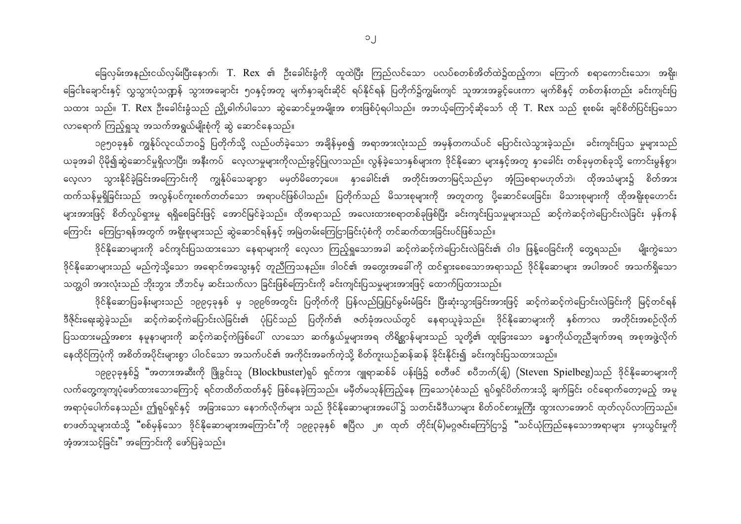ခြေလှမ်းအနည်းငယ်လှမ်းပြီးနောက်၊ T. Rex ၏ ဦးခေါင်းခွံကို ထူထဲပြီး ကြည်လင်သော ပလပ်စတစ်အိတ်ထဲ၌ထည့်ကာ၊ ကြောက် စရာကောင်းသော၊ အရိုး၊ ခြေငါးချောင်းနှင့် လွှသွားပုံသဏ္ဌာန် သွားအချောင်း ၅၀နှင့်အတူ မျက်နှာချင်းဆိုင် ရပ်နိုင်ရန် ပြတိုက်၌ကျွမ်းကျင် သူအားအခွင့်ပေးကာ မျက်စိနှင့် တစ်တန်းတည်း ခင်းကျင်းပြသထား သည်။ T. Rex ဦးခေါင်းခွံသည် ညှို့ဓါက်ပါသော ဆွဲဆောင်မှုအမျိုးအ စားဖြစ်ပုံရပါသည်။ အဘယ့်ကြောင့်ဆိုသော် ထို T. Rex သည် စူးစမ်း ချင်စိတ်ပြင်းပြသော လာရောက် ကြည့်ရှုသူ အသက်အရွယ်မျိုးစုံကို ဆွဲ ဆောင်နေသည်။

၁၉၅၀ခုနှစ် ကျွန်ုပ်လူငယ်ဘဝ၌ ပြတိုက်သို့ လည်ပတ်ခဲ့သော အချိန်မှစ၍ အရာအားလုံးသည် အမှန်တကယ်ပင် ပြောင်းလဲသွားခဲ့သည်။ ခင်းကျင်းပြသ မှုများသည် ယခုအခါ ပိုမို၍ဆွဲဆောင်မှုရှိလာပြီး၊ အနီးကပ် လေ့လာမှုများကိုလည်းခွင့်ပြုလာသည်။ လွန်ခဲ့သောနှစ်များက ဒိုင်နိုဆော များနှင့်အတူ နှာခေါင်း တစ်ခုမှတစ်ခုသို့ ကောင်းမွန်စွာ၊ လေ့လာ သွားနိုင်ခဲ့ခြင်းအကြောင်းကို ကျွန်ုပ်သေချာစွာ မမှတ်မိတော့ပေ။ နှာခေါင်း၏ အတိုင်းအတာမြင့်သည်မှာ အံ့သြစရာမဟုတ်ဘဲ၊ ထိုအသံများ၌ စိတ်အားထက်သန်မှုရှိခြင်းသည် အလွန်ပင်ကူးစက်တတ်သော အရာပင်ဖြစ်ပါသည်။ ပြတိုက်သည် မိသားစုများကို အတူတကွ ပို့ဆောင်ပေးခြင်း၊ မိသားစုများကို ထိုအရိုးစုဟောင်းများအားဖြင့် စိတ်လှုပ်ရှားမှု ရရှိစေခြင်းဖြင့် အောင်မြင်ခဲ့သည်။ ထိုအရာသည် အလေးထားစရာတစ်ခုဖြစ်ပြီး ခင်းကျင်းပြသမှုများသည် ဆင့်ကဲဆင့်ကဲပြောင်းလဲခြင်း မှန်ကန်ကြောင်း ကြေငြာရန်အတွက် အရိုးစုများသည် ဆွဲဆောင်ရန်နှင့် အမြတ်မ်းကြေငြာခြင်းပုံစံကို တင်ဆက်ထားခြင်းပင်ဖြစ်သည်။

ဒိုင်နိုဆောများကို ခင်းကျင်းပြသထားသော နေရာများကို လေ့လာ ကြည့်ရှုသောအခါ ဆင့်ကဲဆင့်ကဲပြောင်းလဲခြင်း၏ ဝါဒ ဖြန့်ဝေခြင်းကို တွေ့ရသည်။ မျိုးကွဲသော ဒိုင်နိုဆောများသည် မည်ကဲ့သို့သော အရောင်အသွေးနှင့် တူညီကြသနည်း။ ဒါဝင်၏ အတွေးအခေါ်ကို ထင်ရှားစေသောအရာသည် ဒိုင်နိုဆောများ အပါအဝင် အသက်ရှိသော သတ္တဝါ အားလုံးသည် ဘိုးဘွား ဘီဘင်မှ ဆင်းသက်လာ ခြင်းဖြစ်ကြောင်းကို ခင်းကျင်းပြသမှုများအားဖြင့် ထောက်ပြထားသည်။

ဒိုင်နိုဆောပြခန်းများသည် ၁၉၉၄ခုနှစ် မှ ၁၉၉၆အတွင်း ပြတိုက်ကို ပြန်လည်ပြုပြင်မွမ်းမံခြင်း ပြီးဆုံးသွားခြင်းအားဖြင့် ဆင့်ကဲဆင့်ကဲပြောင်းလဲခြင်းကို မြင့်တင်ရန် ဒီဇိုင်းရေးဆွဲခဲ့သည်။ ဆင့်ကဲဆင့်ကဲပြောင်းလဲခြင်း၏ ပုံပြင်သည် ပြတိုက်၏ ဇာတ်ခုံအလယ်တွင် နေရာယူခဲ့သည်။ ဒိုင်နိုဆောများကို နှစ်ကာလ အတိုင်းအစဉ်လိုက် ပြသထားမည့်အစား နမူနာများကို ဆင့်ကဲဆင့်ကဲဖြစ်ပေါ် လာသော ဆက်နွယ်မှုများအရ တိရစ္ဆာန်များသည် သူတို့၏ ထူးခြားသော ခန္ဓာကိုယ်တူညီချက်အရ အစုအဖွဲ့လိုက် နေထိုင်ကြပုံကို အစိတ်အပိုင်းများစွာ ပါဝင်သော အသက်ပင်၏ အကိုင်းအခက်ကဲ့သို့ စိတ်ကူးယဉ်ဆန်ဆန် ခိုင်းနှိုင်း၍ ခင်းကျင်းပြသထားသည်။

၁၉၉၃ခုနှစ်၌ "အတားအဆီးကို ဖြိုခွင်းသူ (Blockbuster)ရုပ် ရှင်ကား ဂျူရာဆစ်ခ် ပန်းခြံ၌ စတီဖင် စပီဘက်(ချ်) (Steven Spielbeg)သည် ဒိုင်နိုဆောများကို လက်တွေ့ကျကျပုံဖော်ထားသောကြောင့် ရင်တထိတ်ထိတ်နှင့် ဖြစ်နေခဲ့ကြသည်။ မမိုတ်မသုန်ကြည့်နေ ကြသောပုံစံသည် ရုပ်ရှင်ပိတ်ကားသို့ ချက်ခြင်း ဝင်ရောက်တော့မည့် အမူအရာပုံပေါက်နေသည်။ ဤရုပ်ရှင်နှင့် အခြားသော နောက်လိုက်များ သည် ဒိုင်နိုဆောများအပေါ်၌ သတင်းမီဒီယာများ စိတ်ဝင်စားမှုကြီး ထွားလာအောင် ထုတ်လုပ်လာကြသည်။ စာဖတ်သူများထံသို့ "စစ်မှန်သော ဒိုင်နိုဆောများအကြောင်း"ကို ၁၉၉၃ခုနှစ် ဧပြီလ ၂၈ ထုတ် တိုင်း(မ်)မဂ္ဂဇင်းကြော်ငြာ၌ "သင်ယုံကြည်နေသောအရာများ မှားယွင်းမှုကို အံ့အားသင့်ခြင်း" အကြောင်းကို ဖော်ပြခဲ့သည်။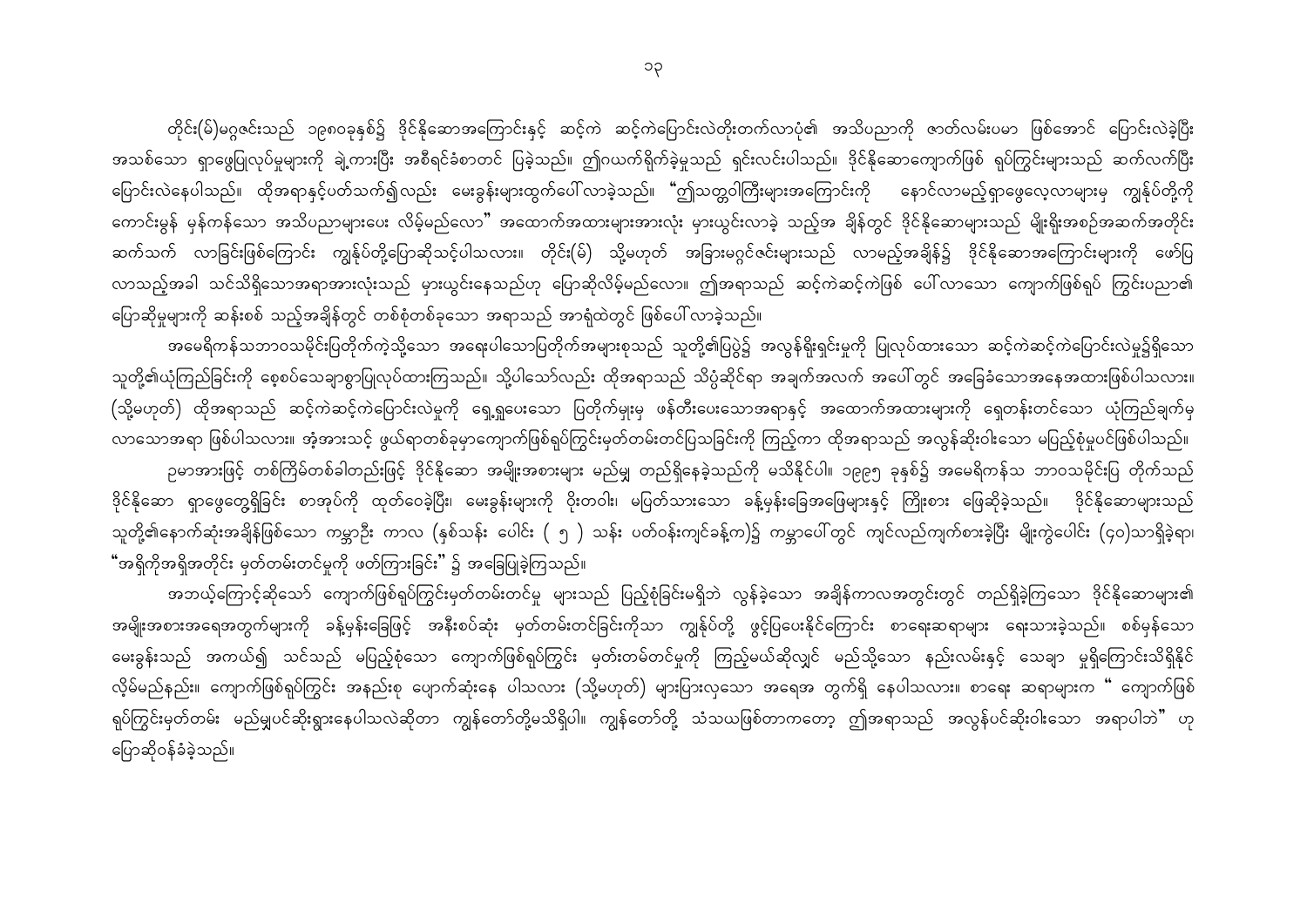တိုင်း(မ်)မဂ္ဂဇင်းသည် ၁၉၈၀ခုနှစ်၌ ဒိုင်နိုဆောအကြောင်းနှင့် ဆင့်ကဲ ဆင့်ကဲပြောင်းလဲတိုးတက်လာပုံ၏ အသိပညာကို ဇာတ်လမ်းပမာ ဖြစ်အောင် ပြောင်းလဲခဲ့ပြီး အသစ်သော ရှာဖွေပြုလုပ်မှုများကို ချဲ့ကားပြီး အစီရင်ခံစာတင် ပြခဲ့သည်။ ဤဂယက်ရိုက်ခဲ့မှုသည် ရှင်းလင်းပါသည်။ ဒိုင်နိုဆောကျောက်ဖြစ် ရုပ်ကြွင်းများသည် ဆက်လက်ပြီး ပြောင်းလဲနေပါသည်။ ထိုအရာနှင့်ပတ်သက်၍လည်း မေးခွန်းများထွက်ပေါ်လာခဲ့သည်။ "ဤသတ္တဝါကြီးများအကြောင်းကို နောင်လာမည့်ရှာဖွေလေ့လာများမှ ကျွန်ုပ်တို့ကို ကောင်းမွန် မှန်ကန်သော အသိပညာများပေး လိမ့်မည်လော" အထောက်အထားများအားလုံး မှားယွင်းလာခဲ့ သည့်အ ချိန်တွင် ဒိုင်နိုဆောများသည် မျိုးရိုးအစဉ်အဆက်အတိုင်း ဆက်သက် လာခြင်းဖြစ်ကြောင်း ကျွန်ုပ်တို့ပြောဆိုသင့်ပါသလား။ တိုင်း(မ်) သို့မဟုတ် အခြားမဂ္ဂဇင်းများသည် လာမည့်အချိန်၌ ဒိုင်နိုဆောအကြောင်းများကို ဖော်ပြလာသည့်အခါ သင်သိရှိသောအရာအားလုံးသည် မှားယွင်းနေသည်ဟု ပြောဆိုလိမ့်မည်လော။ ဤအရာသည် ဆင့်ကဲဆင့်ကဲဖြစ် ပေါ်လာသော ကျောက်ဖြစ်ရုပ် ကြွင်းပညာ၏ ပြောဆိုမှုများကို ဆန်းစစ် သည့်အချိန်တွင် တစ်စုံတစ်ခုသော အရာသည် အာရုံထဲတွင် ဖြစ်ပေါ်လာခဲ့သည်။

အမေရိကန်သဘာဝသမိုင်းပြတိုက်ကဲ့သို့သော အရေးပါသောပြတိုက်အများစုသည် သူတို့၏ပြပွဲ၌ အလွန်ရိုးရှင်းမှုကို ပြုလုပ်ထားသော ဆင့်ကဲဆင့်ကဲပြောင်းလဲမှု၌ရှိသော သူတို့၏ယုံကြည်ခြင်းကို စေ့စပ်သေချာစွာပြုလုပ်ထားကြသည်။ သို့ပါသော်လည်း ထိုအရာသည် သိပ္ပံဆိုင်ရာ အချက်အလက် အပေါ်တွင် အခြေခံသောအနေအထားဖြစ်ပါသလား။ (သို့မဟုတ်) ထိုအရာသည် ဆင့်ကဲဆင့်ကဲပြောင်းလဲမှုကို ရှေ့ရှုပေးသော ပြတိုက်မှူးမှ ဖန်တီးပေးသောအရာနှင့် အထောက်အထားများကို ရှေတန်းတင်သော ယုံကြည်ချက်မှ လာသောအရာ ဖြစ်ပါသလား။ အံ့အားသင့် ဖွယ်ရာတစ်ခုမှာကျောက်ဖြစ်ရုပ်ကြွင်းမှတ်တမ်းတင်ပြသခြင်းကို ကြည့်ကာ ထိုအရာသည် အလွန်ဆိုးဝါးသော မပြည့်စုံမှုပင်ဖြစ်ပါသည်။

ဥပမာအားဖြင့် တစ်ကြိမ်တစ်ခါတည်းဖြင့် ဒိုင်နိုဆော အမျိုးအစားများ မည်မျှ တည်ရှိနေခဲ့သည်ကို မသိနိုင်ပါ။ ၁၉၉၅ ခုနှစ်၌ အမေရိကန်သ ဘာဝသမိုင်းပြ တိုက်သည် ဒိုင်နိုဆော ရှာဖွေတွေ့ရှိခြင်း စာအုပ်ကို ထုတ်ဝေခဲ့ပြီး၊ မေးခွန်းများကို ဝိုးတဝါး၊ မပြတ်သားသော ခန့်မှန်းခြေအဖြေများနှင့် ကြိုးစား ဖြေဆိုခဲ့သည်။ ဒိုင်နိုဆောများသည် သူတို့၏နောက်ဆုံးအချိန်ဖြစ်သော ကမ္ဘာဦး ကာလ (နှစ်သန်း ပေါင်း ( ၅ ) သန်း ပတ်ဝန်းကျင်ခန့်က)၌ ကမ္ဘာပေါ်တွင် ကျင်လည်ကျက်စားခဲ့ပြီး မျိုးကွဲပေါင်း (၄၀)သာရှိခဲ့ရာ၊ "အရှိကိုအရှိအတိုင်း မှတ်တမ်းတင်မှုကို ဖတ်ကြားခြင်း" ၌ အခြေပြုခဲ့ကြသည်။

အဘယ့်ကြောင့်ဆိုသော် ကျောက်ဖြစ်ရုပ်ကြွင်းမှတ်တမ်းတင်မှု များသည် ပြည့်စုံခြင်းမရှိဘဲ လွန်ခဲ့သော အချိန်ကာလအတွင်းတွင် တည်ရှိခဲ့ကြသော ဒိုင်နိုဆောများ၏ အမျိုးအစားအရေအတွက်များကို ခန့်မှန်းခြေဖြင့် အနီးစပ်ဆုံး မှတ်တမ်းတင်ခြင်းကိုသာ ကျွန်ုပ်တို့ ဖွင့်ပြပေးနိုင်ကြောင်း စာရေးဆရာများ ရေးသားခဲ့သည်။ စစ်မှန်သော မေးခွန်းသည် အကယ်၍ သင်သည် မပြည့်စုံသော ကျောက်ဖြစ်ရုပ်ကြွင်း မှတ်းတမ်းတင်မှုကို ကြည့်မယ်ဆိုလျှင် မည်သို့သော နည်းလမ်းနှင့် သေချာ မှုရှိကြောင်းသိရှိနိုင် လိမ့်မည်နည်း။ ကျောက်ဖြစ်ရုပ်ကြွင်း အနည်းစု ပျောက်ဆုံးနေ ပါသလား (သို့မဟုတ်) များပြားလှသော အရေအ တွက်ရှိ နေပါသလား။ စာရေး ဆရာများက " ကျောက်ဖြစ်ရုပ်ကြွင်းမှတ်တမ်း မည်မျှပင်ဆိုးရွားနေပါသလဲဆိုတာ ကျွန်တော်တို့မသိရှိပါ။ ကျွန်တော်တို့ သံသယဖြစ်တာကတော့ ဤအရာသည် အလွန်ပင်ဆိုးဝါးသော အရာပါဘဲ" ဟု ပြောဆိုဝန်ခံခဲ့သည်။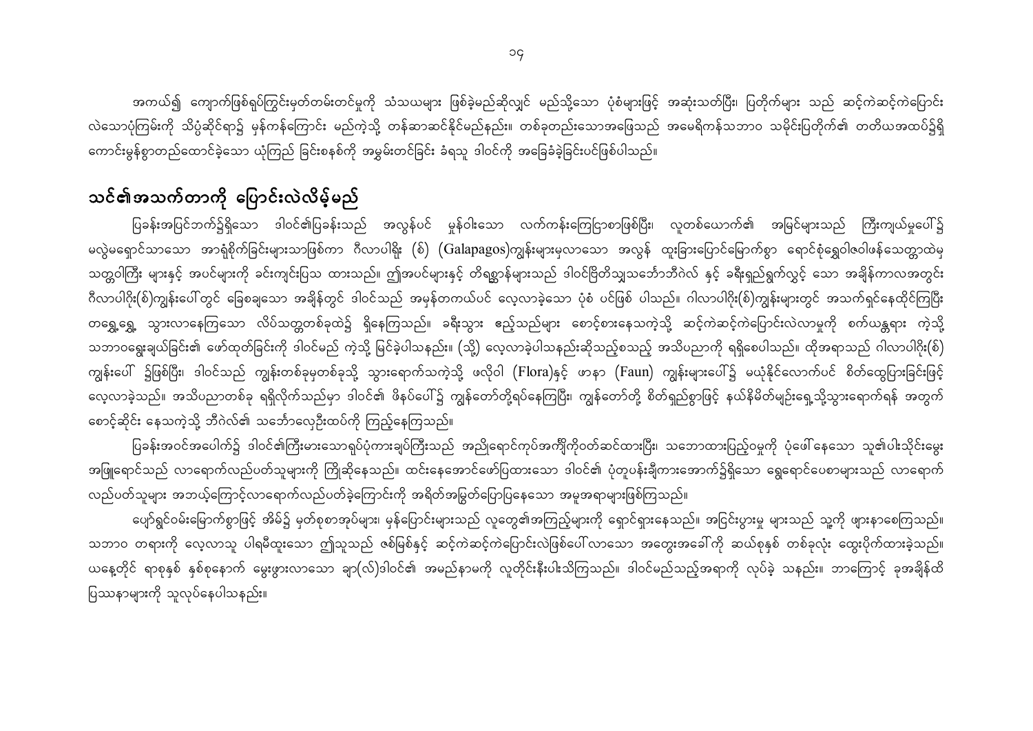အကယ်၍ ကျောက်ဖြစ်ရုပ်ကြွင်းမှတ်တမ်းတင်မှုကို သံသယများ ဖြစ်ခဲ့မည်ဆိုလျှင် မည်သို့သော ပုံစံများဖြင့် အဆုံးသတ်ပြီး၊ ပြတိုက်များ သည် ဆင့်ကဲဆင့်ကဲပြောင်းလဲသောပုံကြမ်းကို သိပ္ပံဆိုင်ရာ၌ မှန်ကန်ကြောင်း မည်ကဲ့သို့ တန်ဆာဆင်နိုင်မည်နည်း။ တစ်ခုတည်းသောအဖြေသည် အမေရိကန်သဘာဝ သမိုင်းပြတိုက်၏ တတိယအထပ်၌ရှိ ကောင်းမွန်စွာတည်ထောင်ခဲ့သော ယုံကြည် ခြင်းစနစ်ကို အမွှမ်းတင်ခြင်း ခံရသူ ဒါဝင်ကို အခြေခံခဲ့ခြင်းပင်ဖြစ်ပါသည်။

## သင်၏အသက်တာကို ပြောင်းလဲလိမ့်မည်

ပြခန်းအပြင်ဘက်၌ရှိသော ဒါဝင်၏ပြခန်းသည် အလွန်ပင် မှုန်ဝါးသော လက်ကန်းကြေငြာစာဖြစ်ပြီး၊ လူတစ်ယောက်၏ အမြင်များသည် ကြီးကျယ်မှုပေါ်၌ မလွဲမရှောင်သာသော အာရုံစိုက်ခြင်းများသာဖြစ်ကာ ဂါလာပါဂိုး (စ်) (Galapagos)ကျွန်းများမှလာသော အလွန် ထူးခြားပြောင်မြောက်စွာ ရောင်စုံရွှေဝါဇဝါဖန်သေတ္တာထဲမှ သတ္တဝါကြီး များနှင့် အပင်များကို ခင်းကျင်းပြသ ထားသည်။ ဤအပင်များနှင့် တိရစ္ဆာန်များသည် ဒါဝင်ဗြိတိသျှသင်္ဘောဘီဂဲလ် နှင့် ခရီးရှည်ရှက်လွှင့် သော အချိန်ကာလအတွင်း ဂီလာပါဂိုး(စ်)ကျွန်းပေါ်တွင် ခြေစချသော အချိန်တွင် ဒါဝင်သည် အမှန်တကယ်ပင် လေ့လာခဲ့သော ပုံစံ ပင်ဖြစ် ပါသည်။ ဂါလာပါဂိုး(စ်)ကျွန်းများတွင် အသက်ရှင်နေထိုင်ကြပြီး တရွေ့ရွေ့ သွားလာနေကြသော လိပ်သတ္တဝါတစ်ခုထဲ၌ ရှိနေကြသည်။ ခရီးသွား ဧည့်သည်များ စောင့်စားနေသကဲ့သို့ ဆင့်ကဲဆင့်ကဲပြောင်းလဲလာမှုကို စက်ယန္တရား ကဲ့သို့ သဘာဝရွေးချယ်ခြင်း၏ ဖော်ထုတ်ခြင်းကို ဒါဝင်မည် ကဲ့သို့ မြင်ခဲ့ပါသနည်း။ (သို့) လေ့လာခဲ့ပါသနည်းဆိုသည့်စသည့် အသိပညာကို ရရှိစေပါသည်။ ထိုအရာသည် ဂါလာပါဂိုး(စ်) ကျွန်းပေါ် ၌ဖြစ်ပြီး၊ ဒါဝင်သည် ကျွန်းတစ်ခုမှတစ်ခုသို့ သွားရောက်သကဲ့သို့ ဖလိုဝါ (Flora)နှင့် ဖာနာ (Faun) ကျွန်းများပေါ်၌ မယုံနိုင်လောက်ပင် စိတ်ထွေပြားခြင်းဖြင့် လေ့လာခဲ့သည်။ အသိပညာတစ်ခု ရရှိလိုက်သည်မှာ ဒါဝင်၏ ဖိနပ်ပေါ်၌ ကျွန်တော်တို့ရပ်နေကြပြီး၊ ကျွန်တော်တို့ စိတ်ရှည်စွာဖြင့် နယ်နိမိတ်မျဉ်းရွေ့သို့သွားရောက်ရန် အတွက် စောင့်ဆိုင်း နေသကဲ့သို့ ဘီဂဲလ်၏ သင်္ဘောလှေဦးထပ်ကို ကြည့်နေကြသည်။

ပြခန်းအဝင်အပေါက်၌ ဒါဝင်၏ကြီးမားသောရုပ်ပုံကားချပ်ကြီးသည် အညိုရောင်ကုပ်အင်္ကျီကိုဝတ်ဆင်ထားပြီး၊ သဘောထားပြည့်ဝမှုကို ပုံဖော်နေသော သူ၏ပါးသိုင်းမွေး အဖြူရောင်သည် လာရောက်လည်ပတ်သူများကို ကြိုဆိုနေသည်။ ထင်းနေအောင်ဖော်ပြထားသော ဒါဝင်၏ ပုံတူပန်းချီကားအောက်၌ရှိသော ရွှေရောင်ပေစာများသည် လာရောက် လည်ပတ်သူများ အဘယ့်ကြောင့်လာရောက်လည်ပတ်ခဲ့ကြောင်းကို အရိတ်အမြွတ်ပြောပြနေသော အမူအရာများဖြစ်ကြသည်။

ပျော်ရွှင်ဝမ်းမြောက်စွာဖြင့် အိမ်၌ မှတ်စုစာအုပ်များ၊ မှန်ပြောင်းများသည် လူတွေ၏အကြည့်များကို ရှောင်ရှားနေသည်။ အငြင်းပွားမှု များသည် သူ့ကို ဖျားနာစေကြသည်။ သဘာဝ တရားကို လေ့လာသူ ပါရမီထူးသော ဤသူသည် ဇစ်မြစ်နှင့် ဆင့်ကဲဆင့်ကဲပြောင်းလဲဖြစ်ပေါ်လာသော အတွေးအခေါ်ကို ဆယ်စုနှစ် တစ်ခုလုံး ထွေးပိုက်ထားခဲ့သည်။ ယနေ့တိုင် ရာစုနှစ် နှစ်စုနောက် မွေးဖွားလာသော ချာ(လ်)ဒါဝင်၏ အမည်နာမကို လူတိုင်းနီးပါးသိကြသည်။ ဒါဝင်မည်သည့်အရာကို လုပ်ခဲ့ သနည်း။ ဘာကြောင့် ခုအချိန်ထိ ပြဿနာများကို သူလုပ်နေပါသနည်း။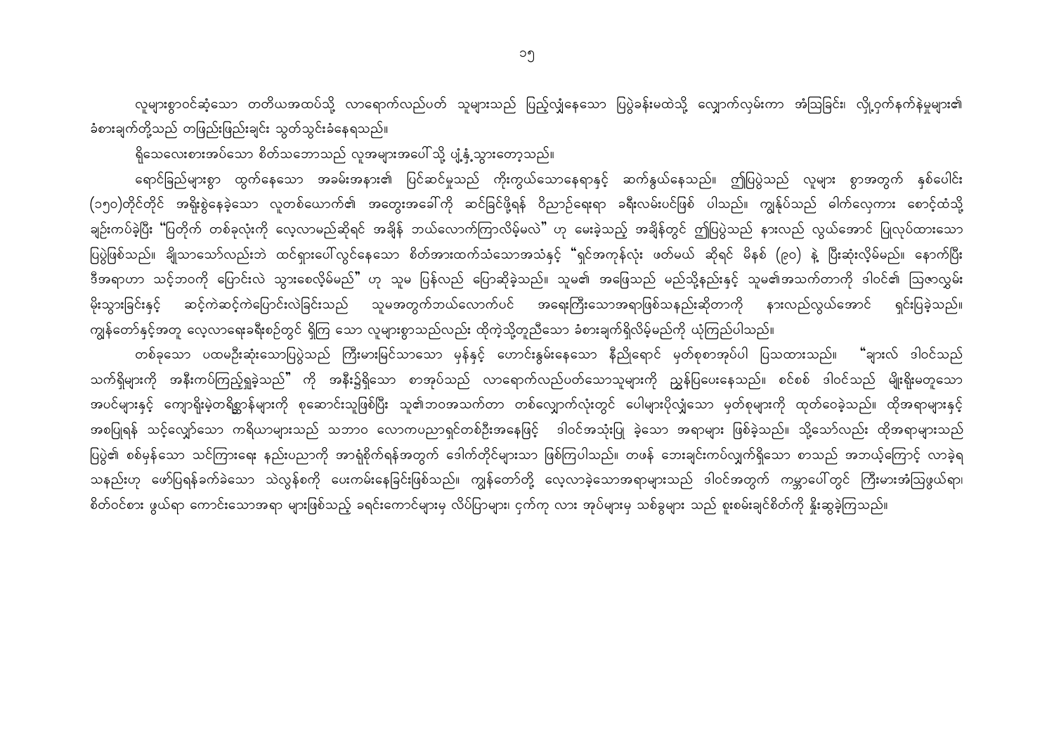လူများစွာဝင်ဆံ့သော တတိယအထပ်သို့ လာရောက်လည်ပတ် သူများသည် ပြည့်လျှံနေသော ပြပွဲခန်းမထဲသို့ လျှောက်လှမ်းကာ အံ့သြခြင်း၊ လှို့ဝှက်နက်နဲမှုများ၏ ခံစားချက်တို့သည် တဖြည်းဖြည်းချင်း သွတ်သွင်းခံနေရသည်။

ရိုသေလေးစားအပ်သော စိတ်သဘောသည် လူအများအပေါ်သို့ ပျံ့နှံ့သွားတော့သည်။

ရောင်ခြည်များစွာ ထွက်နေသော အခမ်းအနား၏ ပြင်ဆင်မှုသည် ကိုးကွယ်သောနေရာနှင့် ဆက်နွယ်နေသည်။ ဤပြပွဲသည် လူများ စွာအတွက် နှစ်ပေါင်း (၁၅၀)တိုင်တိုင် အရှိုးစွဲနေခဲ့သော လူတစ်ယောက်၏ အတွေးအခေါ်ကို ဆင်ခြင်ဖို့ရန် ဝိညာဉ်ရေးရာ ခရီးလမ်းပင်ဖြစ် ပါသည်။ ကျွန်ုပ်သည် ဓါက်လှေကား စောင့်ထံသို့ ချဉ်းကပ်ခဲ့ပြီး "ပြတိုက် တစ်ခုလုံးကို လှည့်လာမည်ဆိုရင် အချိန် ဘယ်လောက်ကြာလိမ့်မလဲ" ဟု မေးခဲ့သည့် အချိန်တွင် ဤပြပွဲသည် နားလည် လွယ်အောင် ပြုလုပ်ထားသော ပြပွဲဖြစ်သည်။ ချိုသာသော်လည်းဘဲ ထင်ရှားပေါ်လွင်နေသော စိတ်အားထက်သံသောအသံနှင့် "ရှင်အကုန်လုံး ဖတ်မယ် ဆိုရင် မိနစ် (၉၀) နဲ့ ပြီးဆုံးလိမ့်မည်။ နောက်ပြီး ဒီအရာဟာ သင့်ဘဝကို ပြောင်းလဲ သွားစေလိမ့်မည်" ဟု သူမ ပြန်လည် ပြောဆိုခဲ့သည်။ သူမ၏ အဖြေသည် မည်သို့နည်းနှင့် သူမ၏အသက်တာကို ဒါဝင်၏ ဩဇာလွှမ်း မိုးသွားခြင်းနှင့် ဆင့်ကဲဆင့်ကဲပြောင်းလဲခြင်းသည် သူမအတွက်ဘယ်လောက်ပင် အရေးကြီးသောအရာဖြစ်သနည်းဆိုတာကို နားလည်လွယ်အောင် ရှင်းပြခဲ့သည်။ ကျွန်တော်နှင့်အတူ လှည့်လာရေးခရီးစဉ်တွင် ရှိကြ သော လူများစွာသည်လည်း ထိုကဲ့သို့တူညီသော ခံစားချက်ရှိလိမ့်မည်ကို ယုံကြည်ပါသည်။

တစ်ခုသော ပထမဦးဆုံးသောပြပွဲသည် ကြီးမားမြင်သာသော မှန်နှင့် ဟောင်းနွမ်းနေသော နီညိုရောင် မှတ်စုစာအုပ်ပါ ပြသထားသည်။ "ချားလ် ဒါဝင်သည် သက်ရှိများကို အနီးကပ်ကြည့်ရှုခဲ့သည်" ကို အနီးဦရှိသော စာအုပ်သည် လာရောက်လည်ပတ်သောသူများကို ညွှန်ပြပေးနေသည်။ စင်စစ် ဒါဝင်သည် မျိုးရိုးမတူသော အပင်များနှင့် ကျောရိုးမဲ့တရိစ္ဆာန်များကို စုဆောင်းသူဖြစ်ပြီး သူ၏ဘဝအသက်တာ တစ်လျှောက်လုံးတွင် ပေါများပိုလျှံသော မှတ်စုများကို ထုတ်ဝေခဲ့သည်။ ထိုအရာများနှင့် အစပြုရန် သင့်လျော်သော ကရိယာများသည် သဘာဝ လောကပညာရှင်တစ်ဦးအနေဖြင့် ဒါဝင်အသုံးပြု ခဲ့သော အရာများ ဖြစ်ခဲ့သည်။ သို့သော်လည်း ထိုအရာများသည် ပြပွဲ၏ စစ်မှန်သော သင်ကြားရေး နည်းပညာကို အာရုံစိုက်ရန်အတွက် ဒေါက်တိုင်များသာ ဖြစ်ကြပါသည်။ တဖန် ဘေးချင်းကပ်လျှက်ရှိသော စာသည် အဘယ့်ကြောင့် လာခဲ့ရ သနည်းဟု ဖော်ပြရန်ခက်ခဲသော သဲလွန်စကို ပေးကမ်းနေခြင်းဖြစ်သည်။ ကျွန်တော်တို့ လှည့်လာခဲ့သောအရာများသည် ဒါဝင်အတွက် ကမ္ဘာပေါ်တွင် ကြီးမားအံ့သြဖွယ်ရာ၊ စိတ်ဝင်စား ဖွယ်ရာ ကောင်းသောအရာ များဖြစ်သည့် ခရင်းကောင်များမှ လိပ်ပြာများ၊ ငှက်ကု လား အုပ်များမှ သစ်ခွများ သည် စူးစမ်းချင်စိတ်ကို နှိုးဆွခဲ့ကြသည်။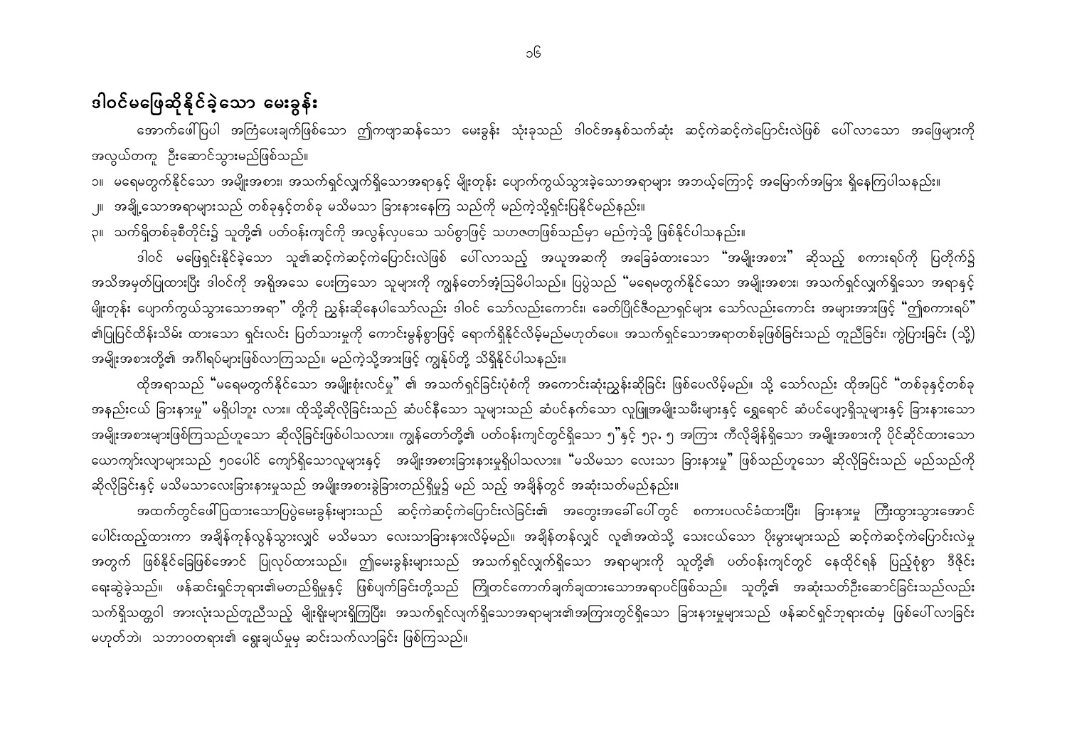## ဒါဝင်မဖြေဆိုနိုင်ခဲ့သော မေးခွန်း

အောက်ဖော်ပြပါ အကြံပေးချက်ဖြစ်သော ဤကဗျာဆန်သော မေးခွန်း သုံးခုသည် ဒါဝင်အနှစ်သက်ဆုံး ဆင့်ကဲဆင့်ကဲပြောင်းလဲဖြစ် ပေါ်လာသော အဖြေများကို အလွယ်တကူ ဦးဆောင်သွားမည်ဖြစ်သည်။

၁။ မရေမတွက်နိုင်သော အမျိုးအစား၊ အသက်ရှင်လျှက်ရှိသောအရာနှင့် မျိုးတုန်း ပျောက်ကွယ်သွားခဲ့သောအရာများ အဘယ့်ကြောင့် အမြောက်အမြား ရှိနေကြပါသနည်း။

၂။ အချို့သောအရာများသည် တစ်ခုနှင့်တစ်ခု မသိမသာ ခြားနားနေကြ သည်ကို မည်ကဲ့သို့ရှင်းပြနိုင်မည်နည်း။

၃။ သက်ရှိတစ်ခုစီတိုင်း၌ သူတို့၏ ပတ်ဝန်းကျင်ကို အလွန်လှပသေ သပ်စွာဖြင့် သဟဇတဖြစ်သည်မှာ မည်ကဲ့သို့ ဖြစ်နိုင်ပါသနည်း။

ဒါဝင် မဖြေရှင်းနိုင်ခဲ့သော သူ၏ဆင့်ကဲဆင့်ကဲပြောင်းလဲဖြစ် ပေါ်လာသည့် အယူအဆကို အခြေခံထားသော "အမျိုးအစား" ဆိုသည့် စကားရပ်ကို ပြတိုက်၌ အသိအမှတ်ပြုထားပြီး ဒါဝင်ကို အရှိအသေ ပေးကြသော သူများကို ကျွန်တော်အံ့ဩမိပါသည်။ ပြပွဲသည် "မရေမတွက်နိုင်သော အမျိုးအစား၊ အသက်ရှင်လျှက်ရှိသော အရာနှင့် မျိုးတုန်း ပျောက်ကွယ်သွားသောအရာ" တို့ကို ညွှန်းဆိုနေပါသော်လည်း ဒါဝင် သော်လည်းကောင်း၊ ခေတ်ပြိုင်ဇီဝညာရှင်များ သော်လည်းကောင်း အများအားဖြင့် "ဤစကားရပ်" ၏ပြုပြင်ထိန်းသိမ်း ထားသော ရှင်းလင်း ပြတ်သားမှုကို ကောင်းမွန်စွာဖြင့် ရောက်ရှိနိုင်လိမ့်မည်မဟုတ်ပေ။ အသက်ရှင်သောအရာတစ်ခုဖြစ်ခြင်းသည် တူညီခြင်း၊ ကွဲပြားခြင်း (သို့) အမျိုးအစားတို့၏ အင်္ဂါရပ်များဖြစ်လာကြသည်။ မည်ကဲ့သို့အားဖြင့် ကျွန်ုပ်တို့ သိရှိနိုင်ပါသနည်း။

ထိုအရာသည် "မရေမတွက်နိုင်သော အမျိုးစုံလင်မှု" ၏ အသက်ရှင်ခြင်းပုံစံကို အကောင်းဆုံးညွှန်းဆိုခြင်း ဖြစ်ပေလိမ့်မည်။ သို့ သော်လည်း ထိုအပြင် "တစ်ခုနှင့်တစ်ခု အနည်းငယ် ခြားနားမှု" မရှိပါဘူး လား။ ထိုသို့ဆိုလိုခြင်းသည် ဆံပင်နီသော သူများသည် ဆံပင်နက်သော လူဖြူအမျိုးသမီးများနှင့် ရွှေရောင် ဆံပင်ပျော့ရှိသူများနှင့် ခြားနားသော အမျိုးအစားများဖြစ်ကြသည်ဟူသော ဆိုလိုခြင်းဖြစ်ပါသလား။ ကျွန်တော်တို့၏ ပတ်ဝန်းကျင်တွင်ရှိသော ၅"နှင့် ၅၃. ၅ အကြား ကီလိုချိန်ရှိသော အမျိုးအစားကို ပိုင်ဆိုင်ထားသော ယောကျ်ားလျာများသည် ၅၀ပေါင် ကျော်ရှိသောလူများနှင့် အမျိုးအစားခြားနားမှုရှိပါသလား။ "မသိမသာ လေးသာ ခြားနားမှု" ဖြစ်သည်ဟူသော ဆိုလိုခြင်းသည် မည်သည်ကို ဆိုလိုခြင်းနှင့် မသိမသာလေးခြားနားမှုသည် အမျိုးအစားခွဲခြားတည်ရှိမှု၌ မည် သည့် အချိန်တွင် အဆုံးသတ်မည်နည်း။

အထက်တွင်ဖော်ပြထားသောပြပွဲမေးခွန်းများသည် ဆင့်ကဲဆင့်ကဲပြောင်းလဲခြင်း၏ အတွေးအခေါ်ပေါ်တွင် စကားပလင်ခံထားပြီး၊ ခြားနားမှု ကြီးထွားသွားအောင် ပေါင်းထည့်ထားကာ အချိန်ကုန်လွန်သွားလျှင် မသိမသာ လေးသာခြားနားလိမ့်မည်။ အချိန်တန်လျှင် လူ၏အထဲသို့ သေးငယ်သော ပိုးမွှားများသည် ဆင့်ကဲဆင့်ကဲပြောင်းလဲမှု အတွက် ဖြစ်နိုင်ခြေဖြစ်အောင် ပြုလုပ်ထားသည်။ ဤမေးခွန်းများသည် အသက်ရှင်လျှက်ရှိသော အရာများကို သူတို့၏ ပတ်ဝန်းကျင်တွင် နေထိုင်ရန် ပြည့်စုံစွာ ဒီဇိုင်း ရေးဆွဲခဲ့သည်။ ဖန်ဆင်းရှင်ဘုရား၏မတည်ရှိမှုနှင့် ဖြစ်ပျက်ခြင်းတို့သည် ကြိုတင်ကောက်ချက်ချထားသောအရာပင်ဖြစ်သည်။ သူတို့၏ အဆုံးသတ်ဦးဆောင်ခြင်းသည်လည်း သက်ရှိသတ္တဝါ အားလုံးသည်တူညီသည့် မျိုးရိုးများရှိကြပြီး၊ အသက်ရှင်လျက်ရှိသောအရာများ၏အကြားတွင်ရှိသော ခြားနားမှုများသည် ဖန်ဆင်းရှင်ဘုရားထံမှ ဖြစ်ပေါ်လာခြင်း မဟုတ်ဘဲ၊ သဘာဝတရား၏ ရွေးချယ်မှုမှ ဆင်းသက်လာခြင်း ဖြစ်ကြသည်။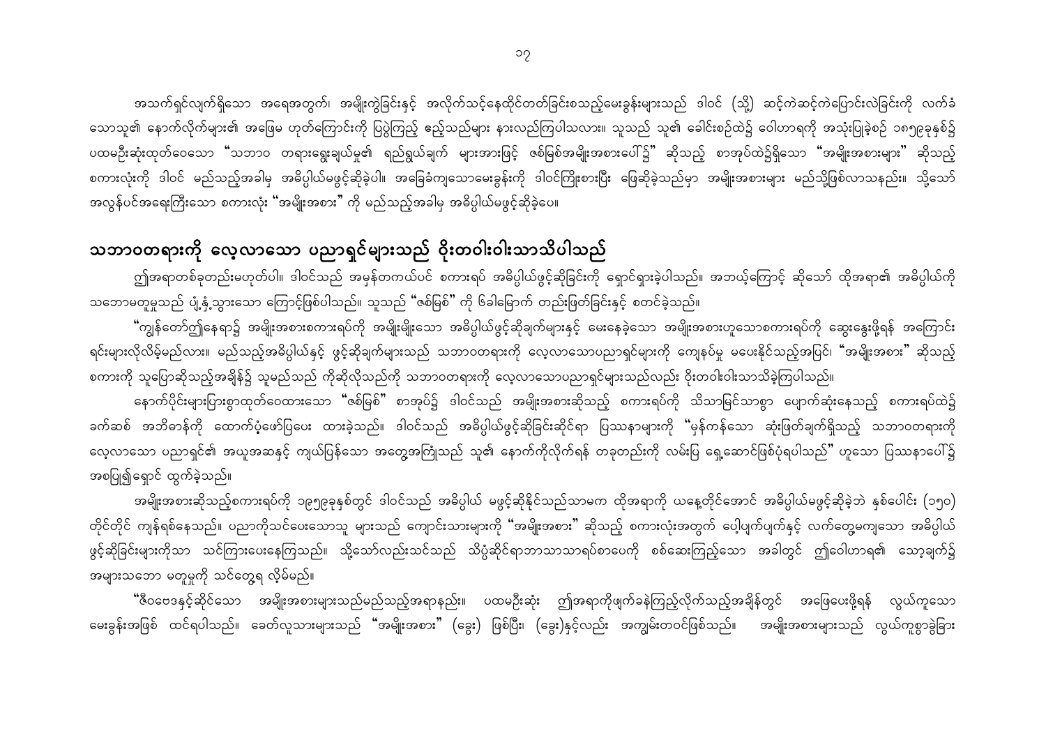အသက်ရှင်လျက်ရှိသော အရေအတွက်၊ အမျိုးကွဲခြင်းနှင့် အလိုက်သင့်နေထိုင်တတ်ခြင်းစသည့်မေးခွန်းများသည် ဒါဝင် (သို့) ဆင့်ကဲဆင့်ကဲပြောင်းလဲခြင်းကို လက်ခံသောသူ၏ နောက်လိုက်များ၏ အဖြေမ ဟုတ်ကြောင်းကို ပြပွဲကြည့် ဧည့်သည်များ နားလည်ကြပါသလား။ သူသည် သူ၏ ခေါင်းစဉ်ထဲ၌ ဝေါဟာရကို အသုံးပြုခဲ့စဉ် ၁၈၅၉ခုနှစ်၌ ပထမဦးဆုံးထုတ်ဝေသော "သဘာဝ တရားရွေးချယ်မှု၏ ရည်ရွယ်ချက် များအားဖြင့် ဇစ်မြစ်အမျိုးအစားပေါ်၌" ဆိုသည့် စာအုပ်ထဲ၌ရှိသော "အမျိုးအစားများ" ဆိုသည့် စကားလုံးကို ဒါဝင် မည်သည့်အခါမှ အဓိပ္ပါယ်မဖွင့်ဆိုခဲ့ပါ။ အခြေခံကျသောမေးခွန်းကို ဒါဝင်ကြိုးစားပြီး ဖြေဆိုခဲ့သည်မှာ အမျိုးအစားများ မည်သို့ဖြစ်လာသနည်း။ သို့သော် အလွန်ပင်အရေးကြီးသော စကားလုံး "အမျိုးအစား" ကို မည်သည့်အခါမှ အဓိပ္ပါယ်မဖွင့်ဆိုခဲ့ပေ။

## သဘာဝတရားကို လေ့လာသော ပညာရှင်များသည် ဝိုးတဝါးဝါးသာသိပါသည်

ဤအရာတစ်ခုတည်းမဟုတ်ပါ။ ဒါဝင်သည် အမှန်တကယ်ပင် စကားရပ် အဓိပ္ပါယ်ဖွင့်ဆိုခြင်းကို ရှောင်ရှားခဲ့ပါသည်။ အဘယ့်ကြောင့် ဆိုသော် ထိုအရာ၏ အဓိပ္ပါယ်ကို သဘောမတူမှုသည် ပျံ့နှံ့သွားသော ကြောင့်ဖြစ်ပါသည်။ သူသည် "ဇစ်မြစ်" ကို ၆ခါမြောက် တည်းဖြတ်ခြင်းနှင့် စတင်ခဲ့သည်။

"ကျွန်တော်ဤနေရာ၌ အမျိုးအစားစကားရပ်ကို အမျိုးမျိုးသော အဓိပ္ပါယ်ဖွင့်ဆိုချက်များနှင့် မေးနေခဲ့သော အမျိုးအစားဟူသောစကားရပ်ကို ဆွေးနွေးဖို့ရန် အကြောင်းရင်းများလိုလိမ့်မည်လား။ မည်သည့်အဓိပ္ပါယ်နှင့် ဖွင့်ဆိုချက်များသည် သဘာဝတရားကို လေ့လာသောပညာရှင်များကို ကျေနပ်မှု မပေးနိုင်သည့်အပြင်၊ "အမျိုးအစား" ဆိုသည့် စကားကို သူပြောဆိုသည့်အချိန်၌ သူမည်သည် ကိုဆိုလိုသည်ကို သဘာဝတရားကို လေ့လာသောပညာရှင်များသည်လည်း ဝိုးတဝါးဝါးသာသိခဲ့ကြပါသည်။

နောက်ပိုင်းများပြားစွာထုတ်ဝေထားသော "ဇစ်မြစ်" စာအုပ်၌ ဒါဝင်သည် အမျိုးအစားဆိုသည့် စကားရပ်ကို သိသာမြင်သာစွာ ပျောက်ဆုံးနေသည့် စကားရပ်ထဲ၌ ခက်ဆစ် အဘိဓာန်ကို ထောက်ပံ့ဖော်ပြပေး ထားခဲ့သည်။ ဒါဝင်သည် အဓိပ္ပါယ်ဖွင့်ဆိုခြင်းဆိုင်ရာ ပြဿနာများကို "မှန်ကန်သော ဆုံးဖြတ်ချက်ရှိသည့် သဘာဝတရားကို လေ့လာသော ပညာရှင်၏ အယူအဆနှင့် ကျယ်ပြန့်သော အတွေ့အကြုံသည် သူ၏ နောက်ကိုလိုက်ရန် တခုတည်းကို လမ်းပြ ရှေ့ဆောင်ဖြစ်ပုံရပါသည်" ဟူသော ပြဿနာပေါ်၌ အစပြု၍ရှောင် ထွက်ခဲ့သည်။

အမျိုးအစားဆိုသည့်စကားရပ်ကို ၁၉၅၉ခုနှစ်တွင် ဒါဝင်သည် အဓိပ္ပါယ် မဖွင့်ဆိုနိုင်သည်သာမက ထိုအရာကို ယနေ့တိုင်အောင် အဓိပ္ပါယ်မဖွင့်ဆိုခဲ့ဘဲ နှစ်ပေါင်း (၁၅၀) တိုင်တိုင် ကျန်ရစ်နေသည်။ ပညာကိုသင်ပေးသောသူ များသည် ကျောင်းသားများကို "အမျိုးအစား" ဆိုသည့် စကားလုံးအတွက် ပေါ့ပျက်ပျက်နှင့် လက်တွေ့မကျသော အဓိပ္ပါယ် ဖွင့်ဆိုခြင်းများကိုသာ သင်ကြားပေးနေကြသည်။ သို့သော်လည်းသင်သည် သိပ္ပံဆိုင်ရာဘာသာသာရပ်စာပေကို စစ်ဆေးကြည့်သော အခါတွင် ဤဝေါဟာရ၏ သော့ချက်၌ အများသဘော မတူမှုကို သင်တွေ့ရ လိမ့်မည်။

"ဇီဝဗေဒနှင့်ဆိုင်သော အမျိုးအစားများသည်မည်သည့်အရာနည်း။ ပထမဦးဆုံး ဤအရာကိုဖျက်ခနဲကြည့်လိုက်သည့်အချိန်တွင် အဖြေပေးဖို့ရန် လွယ်ကူသော မေးခွန်းအဖြစ် ထင်ရပါသည်။ ခေတ်လူသားများသည် "အမျိုးအစား" (ခွေး) ဖြစ်ပြီး၊ (ခွေး)နှင့်လည်း အကျွမ်းတဝင်ဖြစ်သည်။ အမျိုးအစားများသည် လွယ်ကူစွာခွဲခြား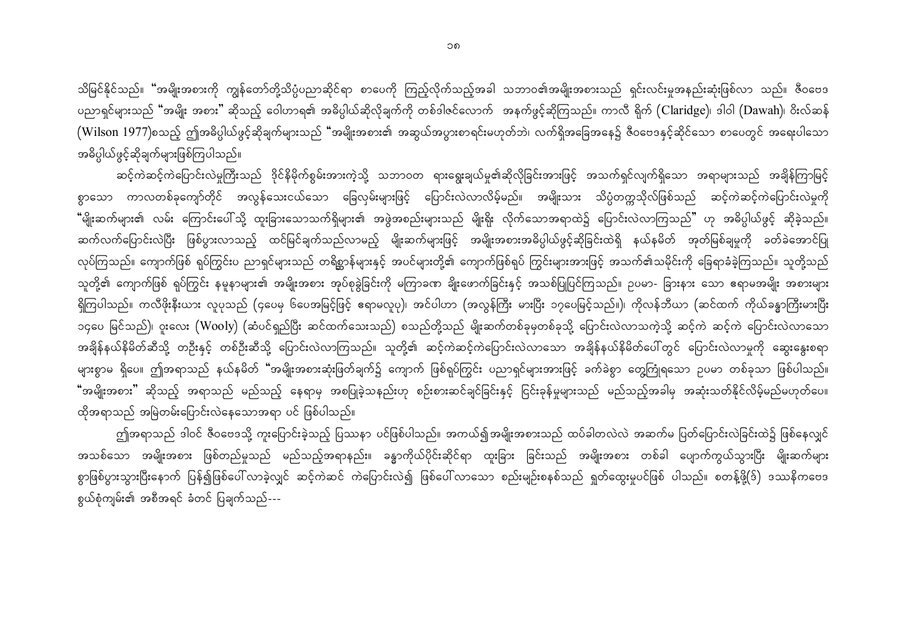သိမြင်နိုင်သည်။ "အမျိုးအစားကို ကျွန်တော်တို့သိပ္ပံပညာဆိုင်ရာ စာပေကို ကြည့်လိုက်သည့်အခါ သဘာဝ၏အမျိုးအစားသည် ရှင်းလင်းမှုအနည်းဆုံးဖြစ်လာ သည်။ ဇီဝဗေဒ ပညာရှင်များသည် "အမျိုး အစား" ဆိုသည့် ဝေါဟာရ၏ အဓိပ္ပါယ်ဆိုလိုချက်ကို တစ်ဒါဇင်လောက် အနက်ဖွင့်ဆိုကြသည်။ ကာလီ ရိုက် (Claridge)၊ ဒါဝါ (Dawah)၊ ဝီးလ်ဆန် (Wilson 1977)စသည့် ဤအဓိပ္ပါယ်ဖွင့်ဆိုချက်များသည် "အမျိုးအစား၏ အဆွယ်အပွားစာရင်းမဟုတ်ဘဲ၊ လက်ရှိအခြေအနေ၌ ဇီဝဗေဒနှင့်ဆိုင်သော စာပေတွင် အရေးပါသော အဓိပ္ပါယ်ဖွင့်ဆိုချက်များဖြစ်ကြပါသည်။

ဆင့်ကဲဆင့်ကဲပြောင်းလဲမှုကြီးသည် ဒိုင်နိုမိုက်စွမ်းအားကဲ့သို့ သဘာဝတ ရားရွေးချယ်မှု၏ဆိုလိုခြင်းအားဖြင့် အသက်ရှင်လျက်ရှိသော အရာများသည် အချိန်ကြာမြင့်စွာသော ကာလတစ်ခုကျော်တိုင် အလွန်သေးငယ်သော ခြေလှမ်းများဖြင့် ပြောင်းလဲလာလိမ့်မည်။ အမျိုးသား သိပ္ပံတက္ကသိုလ်ဖြစ်သည် ဆင့်ကဲဆင့်ကဲပြောင်းလဲမှုကို "မျိုးဆက်များ၏ လမ်း ကြောင်းပေါ်သို့ ထူးခြားသောသက်ရှိများ၏ အဖွဲ့အစည်းများသည် မျိုးရိုး လိုက်သောအရာထဲ၌ ပြောင်းလဲလာကြသည်" ဟု အဓိပ္ပါယ်ဖွင့် ဆိုခဲ့သည်။ ဆက်လက်ပြောင်းလဲပြီး ဖြစ်ပွားလာသည့် ထင်မြင်ချက်သည်လာမည့် မျိုးဆက်များဖြင့် အမျိုးအစားအဓိပ္ပါယ်ဖွင့်ဆိုခြင်းထဲရှိ နယ်နမိတ် အုတ်မြစ်ချမှုကို ခတ်ခဲအောင်ပြုလုပ်ကြသည်။ ကျောက်ဖြစ် ရုပ်ကြွင်းပ ညာရှင်များသည် တရိစ္ဆာန်များနှင့် အပင်များတို့၏ ကျောက်ဖြစ်ရုပ် ကြွင်းများအားဖြင့် အသက်၏သမိုင်းကို ခြေရာခံခဲ့ကြသည်။ သူတို့သည် သူတို့၏ ကျောက်ဖြစ် ရုပ်ကြွင်း နမူနာများ၏ အမျိုးအစား အုပ်စုခွဲခြင်းကို မကြာခဏ ချိုးဖောက်ခြင်းနှင့် အသစ်ပြုပြင်ကြသည်။ ဥပမာ- ခြားနား သော ဧရာမအမျိုး အစားများ ရှိကြပါသည်။ ကလီဖိုးနီးယား လူပုသည် (၄ပေမှ ၆ပေအမြင့်ဖြင့် ဧရာမလူပု)၊ အင်ပါဟာ (အလွန်ကြီး မားပြီး ၁၇ပေမြင့်သည်။)၊ ကိုလန်ဘီယာ (ဆင်ထက် ကိုယ်ခန္ဓာကြီးမားပြီး ၁၄ပေ မြင့်သည်)၊ ဝူးလေး (Wooly) (ဆံပင်ရှည်ပြီး ဆင်ထက်သေးသည်) စသည်တို့သည် မျိုးဆက်တစ်ခုမှတစ်ခုသို့ ပြောင်းလဲလာသကဲ့သို့ ဆင့်ကဲ ဆင့်ကဲ ပြောင်းလဲလာသော အချိန်နယ်နိမိတ်ဆီသို့ တဦးနှင့် တစ်ဦးဆီသို့ ပြောင်းလဲလာကြသည်။ သူတို့၏ ဆင့်ကဲဆင့်ကဲပြောင်းလဲလာသော အချိန်နယ်နိမိတ်ပေါ်တွင် ပြောင်းလဲလာမှုကို ဆွေးနွေးစရာများစွာမ ရှိပေ။ ဤအရာသည် နယ်နမိတ် "အမျိုးအစားဆုံးဖြတ်ချက်၌ ကျောက် ဖြစ်ရုပ်ကြွင်း ပညာရှင်များအားဖြင့် ခက်ခဲစွာ တွေ့ကြုံရသော ဥပမာ တစ်ခုသာ ဖြစ်ပါသည်။ "အမျိုးအစား" ဆိုသည့် အရာသည် မည်သည့် နေရာမှ အစပြုခဲ့သနည်းဟု စဉ်းစားဆင်ချင်ခြင်းနှင့် ငြင်းခုန်မှုများသည် မည်သည့်အခါမှ အဆုံးသတ်နိုင်လိမ့်မည်မဟုတ်ပေ။ ထိုအရာသည် အမြဲတမ်းပြောင်းလဲနေသောအရာ ပင် ဖြစ်ပါသည်။

ဤအရာသည် ဒါဝင် ဇီဝဗေဒသို့ ကူးပြောင်းခဲ့သည့် ပြဿနာ ပင်ဖြစ်ပါသည်။ အကယ်၍အမျိုးအစားသည် ထပ်ခါတလဲလဲ အဆက်မ ပြတ်ပြောင်းလဲခြင်းထဲ၌ ဖြစ်နေလျှင် အသစ်သော အမျိုးအစား ဖြစ်တည်မှုသည် မည်သည့်အရာနည်း။ ခန္ဓာကိုယ်ပိုင်းဆိုင်ရာ ထူးခြား ခြင်းသည် အမျိုးအစား တစ်ခါ ပျောက်ကွယ်သွားပြီး မျိုးဆက်များစွာဖြစ်ပွားသွားပြီးနောက် ပြန်၍ဖြစ်ပေါ်လာခဲ့လျှင် ဆင့်ကဲဆင့် ကဲပြောင်းလဲ၍ ဖြစ်ပေါ်လာသော စည်းမျဉ်းစနစ်သည် ရှုတ်ထွေးမှုပင်ဖြစ် ပါသည်။ စတန့်ဖို့(ဒ်) ဒဿနိကဗေဒ စွယ်စုံကျမ်း၏ အစီအရင် ခံတင် ပြချက်သည်---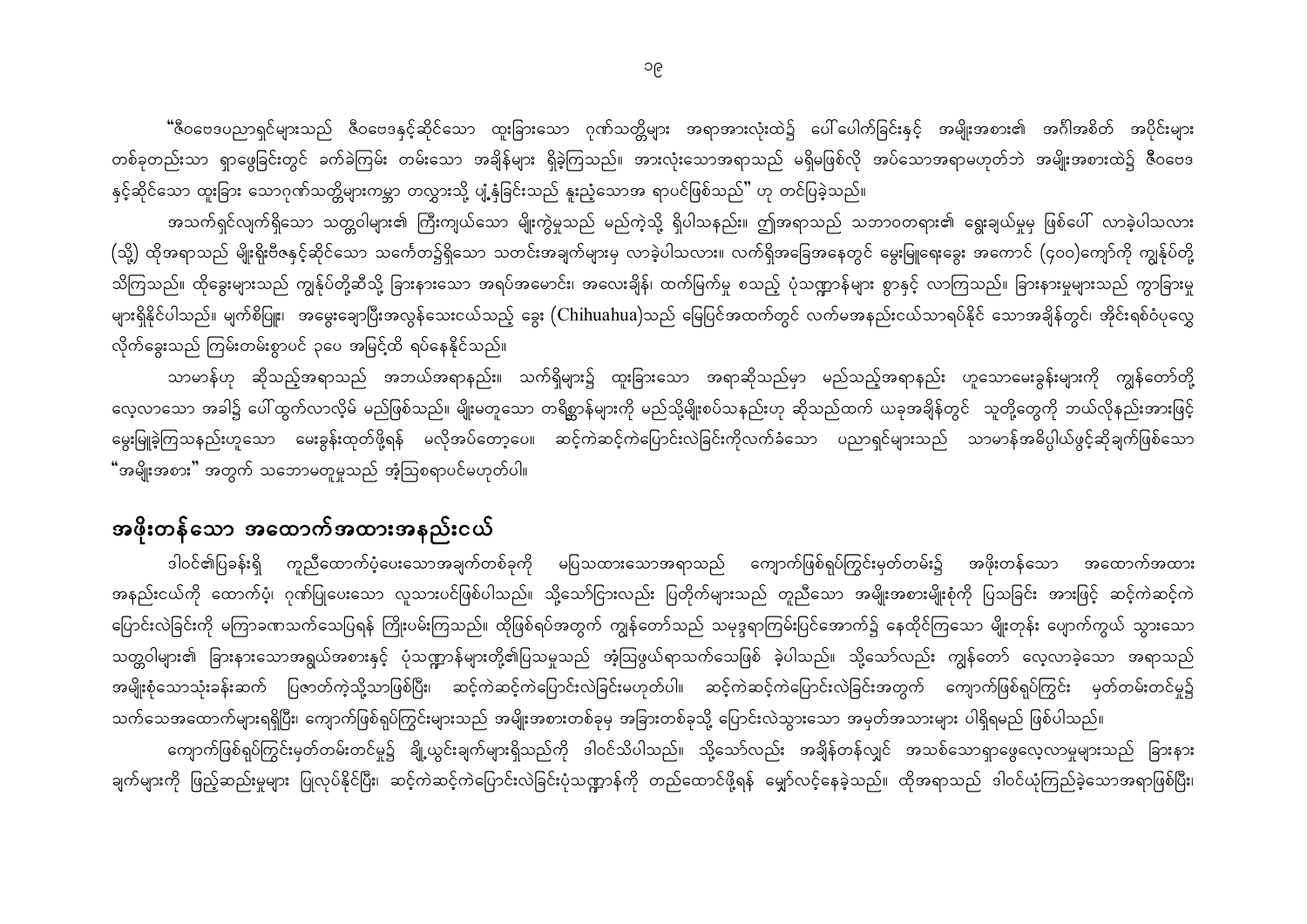"ဇီဝဗေဒပညာရှင်များသည် ဇီဝဗေဒနှင့်ဆိုင်သော ထူးခြားသော ဂုဏ်သတ္တိများ အရာအားလုံးထဲ၌ ပေါ်ပေါက်ခြင်းနှင့် အမျိုးအစား၏ အင်္ဂါအစိတ် အပိုင်းများ တစ်ခုတည်းသာ ရှာဖွေခြင်းတွင် ခက်ခဲကြမ်း တမ်းသော အချိန်များ ရှိခဲ့ကြသည်။ အားလုံးသောအရာသည် မရှိမဖြစ်လို အပ်သောအရာမဟုတ်ဘဲ အမျိုးအစားထဲ၌ ဇီဝဗေဒနှင့်ဆိုင်သော ထူးခြား သောဂုဏ်သတ္တိများကမ္ဘာ တလွှားသို့ ပျံ့နှံ့ခြင်းသည် နူးညံ့သောအ ရာပင်ဖြစ်သည်" ဟု တင်ပြခဲ့သည်။

အသက်ရှင်လျက်ရှိသော သတ္တဝါများ၏ ကြီးကျယ်သော မျိုးကွဲမှုသည် မည်ကဲ့သို့ ရှိပါသနည်း။ ဤအရာသည် သဘာဝတရား၏ ရွေးချယ်မှုမှ ဖြစ်ပေါ် လာခဲ့ပါသလား (သို့) ထိုအရာသည် မျိုးရိုးဗီဇနှင့်ဆိုင်သော သင်္ကေတ၌ရှိသော သတင်းအချက်များမှ လာခဲ့ပါသလား။ လက်ရှိအခြေအနေတွင် မွေးမြူရေးခွေး အကောင် (၄၀၀)ကျော်ကို ကျွန်ုပ်တို့ သိကြသည်။ ထိုခွေးများသည် ကျွန်ုပ်တို့ဆီသို့ ခြားနားသော အရပ်အမောင်း၊ အလေးချိန်၊ ထက်မြက်မှု စသည့် ပုံသဏ္ဍာန်များ စွာနှင့် လာကြသည်။ ခြားနားမှုများသည် ကွာခြားမှုများရှိနိုင်ပါသည်။ မျက်စိပြူး၊ အမွေးချောပြီးအလွန်သေးငယ်သည့် ခွေး (Chihuahua)သည် မြေပြင်အထက်တွင် လက်မအနည်းငယ်သာရပ်နိုင် သောအချိန်တွင်၊ အိုင်းရစ်ဝံပုလွေလိုက်ခွေးသည် ကြမ်းတမ်းစွာပင် ၃ပေ အမြင့်ထိ ရပ်နေနိုင်သည်။

သာမာန်ဟု ဆိုသည့်အရာသည် အဘယ်အရာနည်း။ သက်ရှိများ၌ ထူးခြားသော အရာဆိုသည်မှာ မည်သည့်အရာနည်း ဟူသောမေးခွန်းများကို ကျွန်တော်တို့ လေ့လာသော အခါ၌ ပေါ်ထွက်လာလိမ့် မည်ဖြစ်သည်။ မျိုးမတူသော တရိစ္ဆာန်များကို မည်သို့မျိုးစပ်သနည်းဟု ဆိုသည်ထက် ယခုအချိန်တွင် သူတို့တွေကို ဘယ်လိုနည်းအားဖြင့် မွေးမြူခဲ့ကြသနည်းဟူသော မေးခွန်းထုတ်ဖို့ရန် မလိုအပ်တော့ပေ။ ဆင့်ကဲဆင့်ကဲပြောင်းလဲခြင်းကိုလက်ခံသော ပညာရှင်များသည် သာမာန်အဓိပ္ပါယ်ဖွင့်ဆိုချက်ဖြစ်သော "အမျိုးအစား" အတွက် သဘောမတူမှုသည် အံ့ဩစရာပင်မဟုတ်ပါ။

## အဖိုးတန်သော အထောက်အထားအနည်းငယ်

ဒါဝင်၏ပြဿနာရှိ ကူညီထောက်ပံ့ပေးသောအချက်တစ်ခုကို မပြသထားသောအရာသည် ကျောက်ဖြစ်ရုပ်ကြွင်းမှတ်တမ်း၌ အဖိုးတန်သော အထောက်အထား အနည်းငယ်ကို ထောက်ပံ့၊ ဂုဏ်ပြုပေးသော လူသားပင်ဖြစ်ပါသည်။ သို့သော်ငြားလည်း ပြတိုက်များသည် တူညီသော အမျိုးအစားမျိုးစုံကို ပြသခြင်း အားဖြင့် ဆင့်ကဲဆင့်ကဲ ပြောင်းလဲခြင်းကို မကြာခဏသက်သေပြရန် ကြိုးပမ်းကြသည်။ ထိုဖြစ်ရပ်အတွက် ကျွန်တော်သည် သမုဒ္ဒရာကြမ်းပြင်အောက်၌ နေထိုင်ကြသော မျိုးတုန်း ပျောက်ကွယ် သွားသော သတ္တဝါများ၏ ခြားနားသောအရွယ်အစားနှင့် ပုံသဏ္ဍာန်များတို့၏ပြသမှုသည် အံ့ဩဖွယ်ရာသက်သေဖြစ် ခဲ့ပါသည်။ သို့သော်လည်း ကျွန်တော် လေ့လာခဲ့သော အရာသည် အမျိုးစုံသောသုံးခန်းဆက် ပြဇာတ်ကဲ့သို့သာဖြစ်ပြီး၊ ဆင့်ကဲဆင့်ကဲပြောင်းလဲခြင်းမဟုတ်ပါ။ ဆင့်ကဲဆင့်ကဲပြောင်းလဲခြင်းအတွက် ကျောက်ဖြစ်ရုပ်ကြွင်း မှတ်တမ်းတင်မှု၌ သက်သေအထောက်များရရှိပြီး၊ ကျောက်ဖြစ်ရုပ်ကြွင်းများသည် အမျိုးအစားတစ်ခုမှ အခြားတစ်ခုသို့ ပြောင်းလဲသွားသော အမှတ်အသားများ ပါရှိရမည် ဖြစ်ပါသည်။

ကျောက်ဖြစ်ရုပ်ကြွင်းမှတ်တမ်းတင်မှု၌ ချို့ယွင်းချက်များရှိသည်ကို ဒါဝင်သိပါသည်။ သို့သော်လည်း အချိန်တန်လျှင် အသစ်သောရှာဖွေလေ့လာမှုများသည် ခြားနားချက်များကို ဖြည့်ဆည်းမှုများ ပြုလုပ်နိုင်ပြီး၊ ဆင့်ကဲဆင့်ကဲပြောင်းလဲခြင်းပုံသဏ္ဍာန်ကို တည်ထောင်ဖို့ရန် မျှော်လင့်နေခဲ့သည်။ ထိုအရာသည် ဒါဝင်ယုံကြည်ခဲ့သောအရာဖြစ်ပြီး၊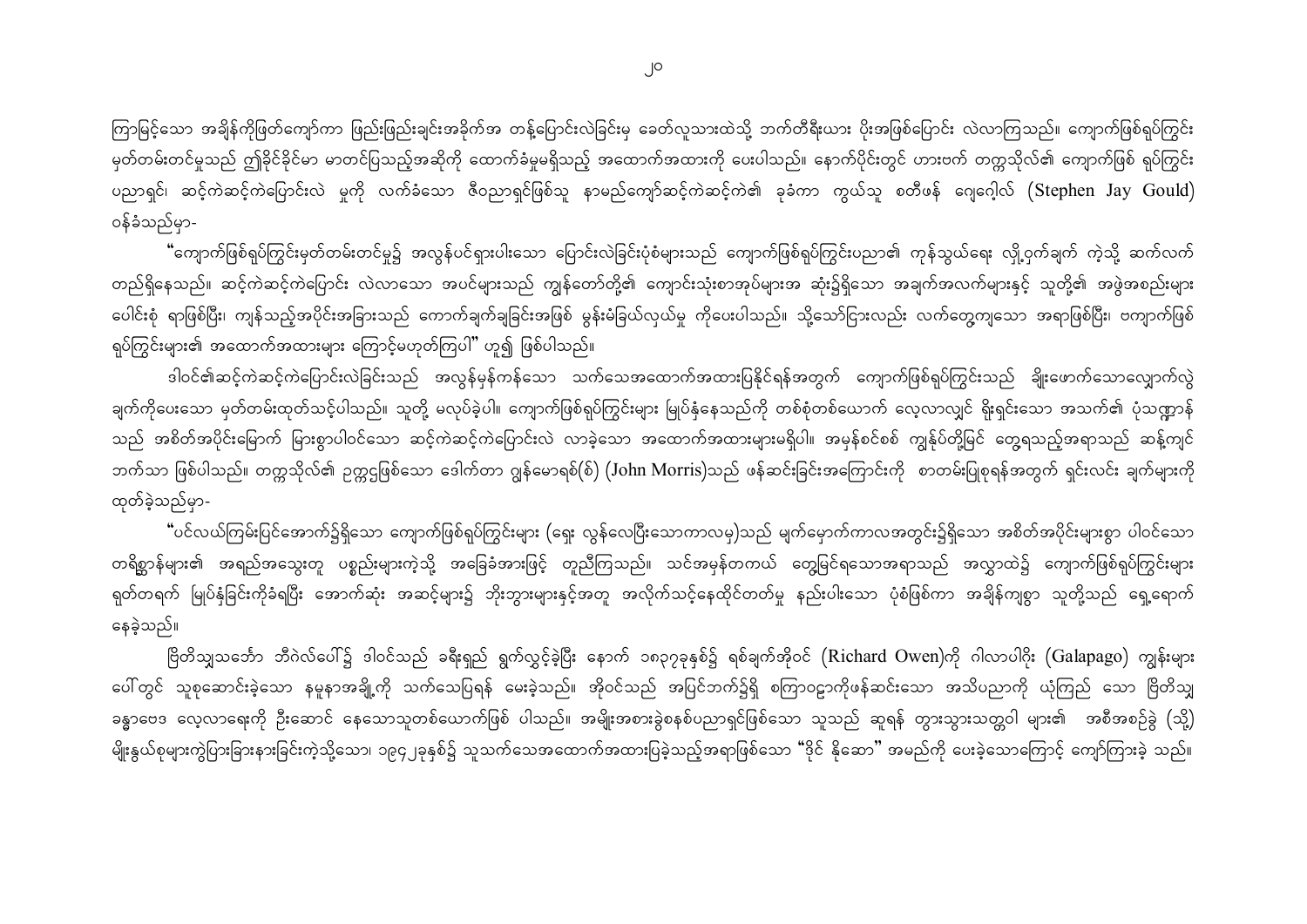ကြာမြင့်သော အချိန်ကိုဖြတ်ကျော်ကာ ဖြည်းဖြည်းချင်းအခိုက်အတန့်ပြောင်းလဲခြင်းမှ ခေတ်လူသားထဲသို့ ဘက်တီရီးယား ပိုးအဖြစ်ပြောင်း လဲလာကြသည်။ ကျောက်ဖြစ်ရုပ်ကြွင်း မှတ်တမ်းတင်မှုသည် ဤခိုင်ခိုင်မာမာတင်ပြသည့်အဆိုကို ထောက်ခံမှုမရှိသည့် အထောက်အထားကို ပေးပါသည်။ နောက်ပိုင်းတွင် ဟားဗက် တက္ကသိုလ်၏ ကျောက်ဖြစ် ရုပ်ကြွင်း ပညာရှင်၊ ဆင့်ကဲဆင့်ကဲပြောင်းလဲ မှုကို လက်ခံသော ဇီဝပညာရှင်ဖြစ်သူ နာမည်ကျော်ဆင့်ကဲဆင့်ကဲ၏ ခုခံကာ ကွယ်သူ စတီဖန် ဂျေဂေါ့လ် (Stephen Jay Gould) ဝန်ခံသည်မှာ-

"ကျောက်ဖြစ်ရုပ်ကြွင်းမှတ်တမ်းတင်မှု၌ အလွန်ပင်ရှားပါးသော ပြောင်းလဲခြင်းပုံစံများသည် ကျောက်ဖြစ်ရုပ်ကြွင်းပညာ၏ ကုန်သွယ်ရေး လျှို့ဝှက်ချက် ကဲ့သို့ ဆက်လက်တည်ရှိနေသည်။ ဆင့်ကဲဆင့်ကဲပြောင်း လဲလာသော အပင်များသည် ကျွန်တော်တို့၏ ကျောင်းသုံးစာအုပ်များအ ဆုံး၌ရှိသော အချက်အလက်များနှင့် သူတို့၏ အဖွဲ့အစည်းများ ပေါင်းစုံ ရာဖြစ်ပြီး၊ ကျန်သည့်အပိုင်းအခြားသည် ကောက်ချက်ချခြင်းအဖြစ် မွန်းမံခြယ်လှယ်မှု ကိုပေးပါသည်။ သို့သော်ငြားလည်း လက်တွေ့ကျသော အရာဖြစ်ပြီး၊ ဗကျောက်ဖြစ်ရုပ်ကြွင်းများ၏ အထောက်အထားများ ကြောင့်မဟုတ်ကြပါ" ဟူ၍ ဖြစ်ပါသည်။

ဒါဝင်၏ဆင့်ကဲဆင့်ကဲပြောင်းလဲခြင်းသည် အလွန်မှန်ကန်သော သက်သေအထောက်အထားပြနိုင်ရန်အတွက် ကျောက်ဖြစ်ရုပ်ကြွင်းသည် ချိုးဖောက်သောလျှောက်လွှဲချက်ကိုပေးသော မှတ်တမ်းထုတ်သင့်ပါသည်။ သူတို့ မလုပ်ခဲ့ပါ။ ကျောက်ဖြစ်ရုပ်ကြွင်းများ မြုပ်နှံနေသည်ကို တစ်စုံတစ်ယောက် လေ့လာလျှင် ရိုးရှင်းသော အသက်၏ ပုံသဏ္ဌာန်သည် အစိတ်အပိုင်းမြောက် မြားစွာပါဝင်သော ဆင့်ကဲဆင့်ကဲပြောင်းလဲ လာခဲ့သော အထောက်အထားများမရှိပါ။ အမှန်စင်စစ် ကျွန်ုပ်တို့မြင် တွေ့ရသည့်အရာသည် ဆန့်ကျင်ဘက်သာ ဖြစ်ပါသည်။ တက္ကသိုလ်၏ ဥက္ကဋ္ဌဖြစ်သော ဒေါက်တာ ဂျွန်မောရစ်(စ်) (John Morris)သည် ဖန်ဆင်းခြင်းအကြောင်းကို စာတမ်းပြုစုရန်အတွက် ရှင်းလင်း ချက်များကို ထုတ်ခဲ့သည်မှာ-

"ပင်လယ်ကြမ်းပြင်အောက်၌ရှိသော ကျောက်ဖြစ်ရုပ်ကြွင်းများ (ရှေး လွန်လေပြီးသောကာလမှ)သည် မျက်မှောက်ကာလအတွင်း၌ရှိသော အစိတ်အပိုင်းများစွာ ပါဝင်သော တရိစ္ဆာန်များ၏ အရည်အသွေးတူ ပစ္စည်းများကဲ့သို့ အခြေခံအားဖြင့် တူညီကြသည်။ သင်အမှန်တကယ် တွေ့မြင်ရသောအရာသည် အလွှာထဲ၌ ကျောက်ဖြစ်ရုပ်ကြွင်းများ ရုတ်တရက် မြုပ်နှံခြင်းကိုခံရပြီး အောက်ဆုံး အဆင့်များ၌ ဘိုးဘွားများနှင့်အတူ အလိုက်သင့်နေထိုင်တတ်မှု နည်းပါးသော ပုံစံဖြစ်ကာ အချိန်ကျစွာ သူတို့သည် ရှေ့ရောက်နေခဲ့သည်။

ဗြိတိသျှသင်္ဘော ဘီဂဲလ်ပေါ်၌ ဒါဝင်သည် ခရီးရှည် ရွက်လွှင့်ခဲ့ပြီး နောက် ၁၈၃၇ခုနှစ်၌ ရစ်ချက်အိုဝင် (Richard Owen)ကို ဂါလာပါဂိုး (Galapago) ကျွန်းများပေါ်တွင် သူစုဆောင်းခဲ့သော နမူနာအချို့ကို သက်သေပြရန် မေးခဲ့သည်။ အိုဝင်သည် အပြင်ဘက်၌ရှိ စကြာဝဠာကိုဖန်ဆင်းသော အသိပညာကို ယုံကြည် သော ဗြိတိသျှ ခန္ဓာဗေဒ လေ့လာရေးကို ဦးဆောင် နေသောသူတစ်ယောက်ဖြစ် ပါသည်။ အမျိုးအစားခွဲစနစ်ပညာရှင်ဖြစ်သော သူသည် ဆူရန် တွားသွားသတ္တဝါ များ၏ အစီအစဉ်ခွဲ (သို့) မျိုးနွယ်စုများကွဲပြားခြားနားခြင်းကဲ့သို့သော၊ ၁၉၄၂ခုနှစ်၌ သူသက်သေအထောက်အထားပြခဲ့သည့်အရာဖြစ်သော "ဒိုင် နိုဆော" အမည်ကို ပေးခဲ့သောကြောင့် ကျော်ကြားခဲ့ သည်။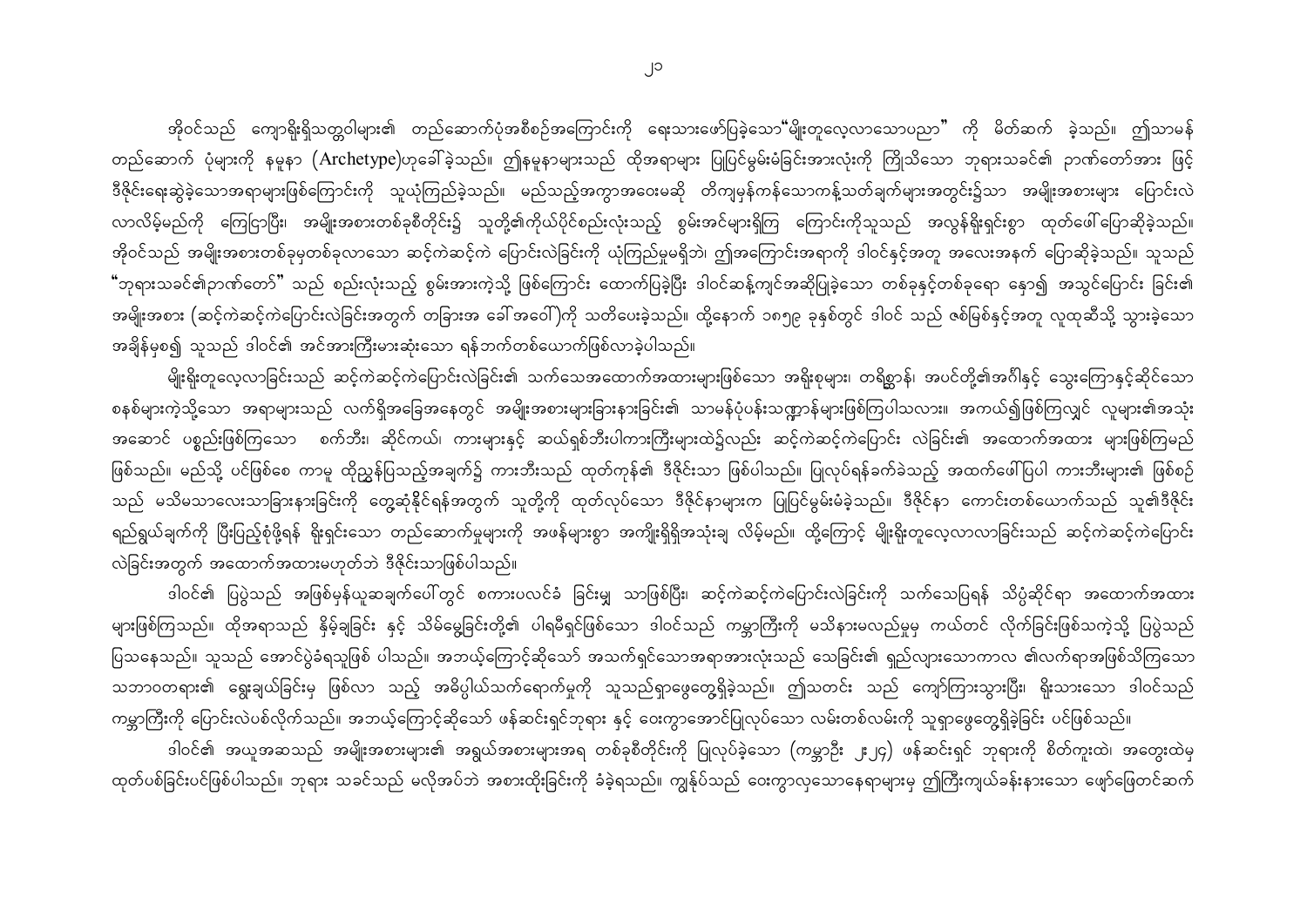အိုဝင်သည် ကျောရိုးရှိသတ္တဝါများ၏ တည်ဆောက်ပုံအစီစဉ်အကြောင်းကို ရေးသားဖော်ပြခဲ့သော"မျိုးတူလေ့လာသောပညာ" ကို မိတ်ဆက် ခဲ့သည်။ ဤသာမန်တည်ဆောက် ပုံများကို နမူနာ (Archetype)ဟုခေါ်ခဲ့သည်။ ဤနမူနာများသည် ထိုအရာများ ပြုပြင်မွမ်းမံခြင်းအားလုံးကို ကြိုသိသော ဘုရားသခင်၏ ဉာဏ်တော်အား ဖြင့်ဒီဇိုင်းရေးဆွဲခဲ့သောအရာများဖြစ်ကြောင်းကို သူယုံကြည်ခဲ့သည်။ မည်သည့်အကွာအဝေးမဆို တိကျမှန်ကန်သောကန့်သတ်ချက်များအတွင်း၌သာ အမျိုးအစားများ ပြောင်းလဲလာလိမ့်မည်ကို ကြေငြာပြီး၊ အမျိုးအစားတစ်ခုစီတိုင်း၌ သူတို့၏ကိုယ်ပိုင်စည်းလုံးသည့် စွမ်းအင်များရှိကြ ကြောင်းကိုသူသည် အလွန်ရှိရှင်းစွာ ထုတ်ဖော်ပြောဆိုခဲ့သည်။ အိုဝင်သည် အမျိုးအစားတစ်ခုမှတစ်ခုလာသော ဆင့်ကဲဆင့်ကဲ ပြောင်းလဲခြင်းကို ယုံကြည်မှုမရှိဘဲ၊ ဤအကြောင်းအရာကို ဒါဝင်နှင့်အတူ အလေးအနက် ပြောဆိုခဲ့သည်။ သူသည် "ဘုရားသခင်၏ဉာဏ်တော်" သည် စည်းလုံးသည့် စွမ်းအားကဲ့သို့ ဖြစ်ကြောင်း ထောက်ပြခဲ့ပြီး ဒါဝင်ဆန့်ကျင်အဆိုပြုခဲ့သော တစ်ခုနှင့်တစ်ခုရော နှော၍ အသွင်ပြောင်း ခြင်း၏ အမျိုးအစား (ဆင့်ကဲဆင့်ကဲပြောင်းလဲခြင်းအတွက် တခြားအ ခေါ်အဝေါ်)ကို သတိပေးခဲ့သည်။ ထို့နောက် ၁၈၅၉ ခုနှစ်တွင် ဒါဝင် သည် ဇစ်မြစ်နှင့်အတူ လူထုဆီသို့ သွားခဲ့သော အချိန်မှစ၍ သူသည် ဒါဝင်၏ အင်အားကြီးမားဆုံးသော ရန်ဘက်တစ်ယောက်ဖြစ်လာခဲ့ပါသည်။

မျိုးရိုးတူလေ့လာခြင်းသည် ဆင့်ကဲဆင့်ကဲပြောင်းလဲခြင်း၏ သက်သေအထောက်အထားများဖြစ်သော အရိုးစုများ၊ တရှူးစွာနှ် အပင်တို့၏အင်္ဂါနှင့် သွေးကြောနှင့်ဆိုင်သော စနစ်များကဲ့သို့သော အရာများသည် လက်ရှိအခြေအနေတွင် အမျိုးအစားများခြားနားခြင်း၏ သာမန်ပုံပန်းသဏ္ဍာန်များဖြစ်ကြပါသလား။ အကယ်၍ဖြစ်ကြလျှင် လူများ၏အသုံးအဆောင် ပစ္စည်းဖြစ်ကြသော စက်ဘီး၊ ဆိုင်ကယ်၊ ကားများနှင့် ဆယ်ရှစ်ဘီးပါကားကြီးများထဲ၌လည်း ဆင့်ကဲဆင့်ကဲပြောင်း လဲခြင်း၏ အထောက်အထား များဖြစ်ကြမည်ဖြစ်သည်။ မည်သို့ ပင်ဖြစ်စေ ကာမူ ထိုညွှန်ပြသည့်အချက်၌ ကားဘီးသည် ထုတ်ကုန်၏ ဒီဇိုင်းသာ ဖြစ်ပါသည်။ ပြုလုပ်ရန်ခက်ခဲသည့် အထက်ဖော်ပြပါ ကားဘီးများ၏ ဖြစ်စဉ်သည် မသိမသာလေးသာခြားနားခြင်းကို တွေ့ဆုံနိုင်ရန်အတွက် သူတို့ကို ထုတ်လုပ်သော ဒီဇိုင်နာများက ပြုပြင်မွမ်းမံခဲ့သည်။ ဒီဇိုင်နာ ကောင်းတစ်ယောက်သည် သူ၏ဒီဇိုင်းရည်ရွယ်ချက်ကို ပြီးပြည့်စုံဖို့ရန် ရိုးရှင်းသော တည်ဆောက်မှုများကို အဖန်များစွာ အကျိုးရှိရှိအသုံးချ လိမ့်မည်။ ထို့ကြောင့် မျိုးရိုးတူလေ့လာခြင်းသည် ဆင့်ကဲဆင့်ကဲပြောင်းလဲခြင်းအတွက် အထောက်အထားမဟုတ်ဘဲ ဒီဇိုင်းသာဖြစ်ပါသည်။

ဒါဝင်၏ ပြပွဲသည် အဖြစ်မှန်ယူဆချက်ပေါ်တွင် စကားပလင်ခံ ခြင်းမျှ သာဖြစ်ပြီး၊ ဆင့်ကဲဆင့်ကဲပြောင်းလဲခြင်းကို သက်သေပြရန် သိပ္ပံဆိုင်ရာ အထောက်အထား များဖြစ်ကြသည်။ ထိုအရာသည် နှိမ့်ချခြင်း နှင့် သိမ်မွေ့ခြင်းတို့၏ ပါရမီရှင်ဖြစ်သော ဒါဝင်သည် ကမ္ဘာကြီးကို မသိနားမလည်မှုမှ ကယ်တင် လိုက်ခြင်းဖြစ်သကဲ့သို့ ပြပွဲသည် ပြသနေသည်။ သူသည် အောင်ပွဲခံရသူဖြစ် ပါသည်။ အဘယ့်ကြောင့်ဆိုသော် အသက်ရှင်သောအရာအားလုံးသည် သေခြင်း၏ ရှည်လျားသောကာလ ၏လက်ရာအဖြစ်သိကြသော သဘာဝတရား၏ ရွေးချယ်ခြင်းမှ ဖြစ်လာ သည့် အဓိပ္ပါယ်သက်ရောက်မှုကို သူသည်ရှာဖွေတွေ့ရှိခဲ့သည်။ ဤသတင်း သည် ကျော်ကြားသွားပြီး၊ ရိုးသားသော ဒါဝင်သည် ကမ္ဘာကြီးကို ပြောင်းလဲပစ်လိုက်သည်။ အဘယ့်ကြောင့်ဆိုသော် ဖန်ဆင်းရှင်ဘုရား နှင့် ဝေးကွာအောင်ပြုလုပ်သော လမ်းတစ်လမ်းကို သူရှာဖွေတွေ့ရှိခဲ့ခြင်း ပင်ဖြစ်သည်။

ဒါဝင်၏ အယူအဆသည် အမျိုးအစားများ၏ အရွယ်အစားများအရ တစ်ခုစီတိုင်းကို ပြုလုပ်ခဲ့သော (ကမ္ဘာဦး ၁း၂၄) ဖန်ဆင်းရှင် ဘုရားကို စိတ်ကူးထဲ၊ အတွေးထဲမှ ထုတ်ပစ်ခြင်းပင်ဖြစ်ပါသည်။ ဘုရား သခင်သည် မလိုအပ်ဘဲ အစားထိုးခြင်းကို ခံခဲ့ရသည်။ ကျွန်ုပ်သည် ဝေးကွာလှသောနေရာများမှ ဤကြီးကျယ်ခန်းနားသော ဖျော်ဖြေတင်ဆက်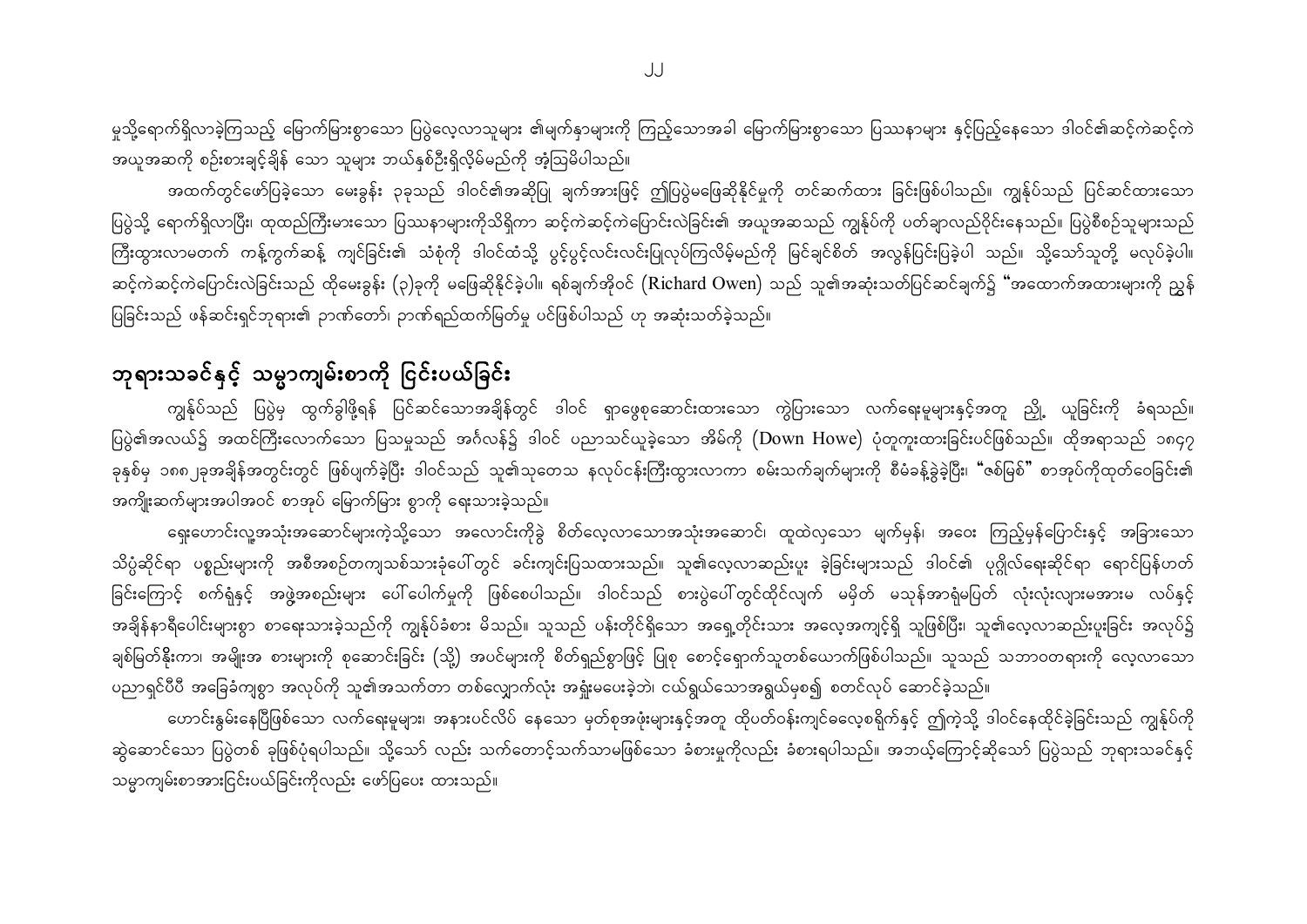မှသို့ရောက်ရှိလာခဲ့ကြသည့် မြောက်မြားစွာသော ပြပွဲလေ့လာသူများ ၏မျက်နှာများကို ကြည့်သောအခါ မြောက်မြားစွာသော ပြဿနာများ နှင့်ပြည့်နေသော ဒါဝင်၏ဆင့်ကဲဆင့်ကဲ အယူအဆကို စဉ်းစားချင့်ချိန် သော သူများ ဘယ်နှစ်ဦးရှိလို့မိမည်ကို အံ့ဩမိပါသည်။

အထက်တွင်ဖော်ပြခဲ့သော မေးခွန်း ၃ခုသည် ဒါဝင်၏အဆိုပြု ချက်အားဖြင့် ဤပြပွဲမဖြေဆိုနိုင်မှုကို တင်ဆက်ထား ခြင်းဖြစ်ပါသည်။ ကွန်ုပ်သည် ပြင်ဆင်ထားသော ပြပွဲသို့ ရောက်ရှိလာပြီး၊ ထုထည်ကြီးမားသော ပြဿနာများကိုသိရှိကာ ဆင့်ကဲဆင့်ကဲပြောင်းလဲခြင်း၏ အယူအဆသည် ကွန်ုပ်ကို ပတ်ချာလည်ဝိုင်းနေသည်။ ပြပွဲစီစဉ်သူများသည် ကြီးထွားလာမတက် ကန့်ကွက်ဆန့် ကျင်ခြင်း၏ သံစုံကို ဒါဝင်ထံသို့ ပွင့်ပွင့်လင်းလင်းပြုလုပ်ကြလိမ့်မည်ကို မြင်ချင်စိတ် အလွန်ပြင်းပြခဲ့ပါ သည်။ သို့သော်သူတို့ မလုပ်ခဲ့ပါ။ ဆင့်ကဲဆင့်ကဲပြောင်းလဲခြင်းသည် ထိုမေးခွန်း (၃)ခုကို မဖြေဆိုနိုင်ခဲ့ပါ။ ရစ်ချက်အိုဝင် (Richard Owen) သည် သူ၏အဆုံးသတ်ပြင်ဆင်ချက်၌ "အထောက်အထားများကို ညွှန်ပြခြင်းသည် ဖန်ဆင်းရှင်ဘုရား၏ ဉာဏ်တော်၊ ဉာဏ်ရည်ထက်မြက်မှု ပင်ဖြစ်ပါသည် ဟု အဆုံးသတ်ခဲ့သည်။

## ဘုရားသခင်နှင့် သမ္မာကျမ်းစာကို ငြင်းပယ်ခြင်း

ကွန်ုပ်သည် ပြပွဲမှ ထွက်ခွါဖို့ရန် ပြင်ဆင်သောအချိန်တွင် ဒါဝင် ရှာဖွေစုဆောင်းထားသော ကွဲပြားသော လက်ရေးမူများနှင့်အတူ ညှို့ ယူခြင်းကို ခံရသည်။ ပြပွဲ၏အလယ်၌ အထင်ကြီးလောက်သော ပြသမှုသည် အင်္ဂလန်၌ ဒါဝင် ပညာသင်ယူခဲ့သော အိမ်ကို (Down Howe) ပုံတူကူးထားခြင်းပင်ဖြစ်သည်။ ထိုအရာသည် ၁၈၄၇ ခုနှစ်မှ ၁၈၈၂ခုအချိန်အတွင်းတွင် ဖြစ်ပျက်ခဲ့ပြီး ဒါဝင်သည် သူ၏သုတေသ နလုပ်ငန်းကြီးထွားလာကာ စမ်းသက်ချက်များကို စီမံခန့်ခွဲခဲ့ပြီး၊ "ဇစ်မြစ်" စာအုပ်ကိုထုတ်ဝေခြင်း၏ အကျိုးဆက်များအပါအဝင် စာအုပ် မြောက်မြား စွာကို ရေးသားခဲ့သည်။

ရှေးဟောင်းလူ့အသုံးအဆောင်များကဲ့သို့သော အလောင်းကိုခွဲ စိတ်လေ့လာသောအသုံးအဆောင်၊ ထူထဲလှသော မျက်မှန်၊ အဝေး ကြည့်မှန်ပြောင်းနှင့် အခြားသော သိပ္ပံဆိုင်ရာ ပစ္စည်းများကို အစီအစဉ်တကျသစ်သားခုံပေါ်တွင် ခင်းကျင်းပြသထားသည်။ သူ၏လေ့လာဆည်းပူး ခဲ့ခြင်းများသည် ဒါဝင်၏ ပုဂ္ဂိုလ်ရေးဆိုင်ရာ ရောင်ပြန်ဟတ်ခြင်းကြောင့် စက်ရုံနှင့် အဖွဲ့အစည်းများ ပေါ်ပေါက်မှုကို ဖြစ်စေပါသည်။ ဒါဝင်သည် စားပွဲပေါ်တွင်ထိုင်လျက် မမိုက် မသုန်အာရုံမပြတ် လုံးလုံးလျားမအားမ လပ်နှင့် အချိန်နာရီပေါင်းများစွာ စာရေးသားခဲ့သည်ကို ကွန်ုပ်ခံစား မိသည်။ သူသည် ပန်းတိုင်ရှိသော အရှေ့တိုင်းသား အလေ့အကျင့်ရှိ သူဖြစ်ပြီး၊ သူ၏လေ့လာဆည်းပူးခြင်း အလုပ်၌ ချစ်မြတ်နိုးကာ၊ အမျိုးအ စားများကို စုဆောင်းခြင်း (သို့) အပင်များကို စိတ်ရှည်စွာဖြင့် ပြုစု စောင့်ရှောက်သူတစ်ယောက်ဖြစ်ပါသည်။ သူသည် သဘာဝတရားကို လေ့လာသော ပညာရှင်ပီပီ အခြေခံကျစွာ အလုပ်ကို သူ၏အသက်တာ တစ်လျှောက်လုံး အရှုံးမပေးခဲ့ဘဲ၊ ငယ်ရွယ်သောအရွယ်မှစ၍ စတင်လုပ် ဆောင်ခဲ့သည်။

ဟောင်းနွမ်းနေပြီဖြစ်သော လက်ရေးမူများ၊ အနားပင်လိပ် နေသော မှတ်စုအဖုံးများနှင့်အတူ ထိုပတ်ဝန်းကျင်ဝေလေ့စရိုက်နှင့် ဤကဲ့သို့ ဒါဝင်နေထိုင်ခဲ့ခြင်းသည် ကွန်ုပ်ကို ဆွဲဆောင်သော ပြပွဲတစ် ခုဖြစ်ပုံရပါသည်။ သို့သော် လည်း သက်တောင့်သက်သာမဖြစ်သော ခံစားမှုကိုလည်း ခံစားရပါသည်။ အဘယ့်ကြောင့်ဆိုသော် ပြပွဲသည် ဘုရားသခင်နှင့် သမ္မာကျမ်းစာအားငြင်းပယ်ခြင်းကိုလည်း ဖော်ပြပေး ထားသည်။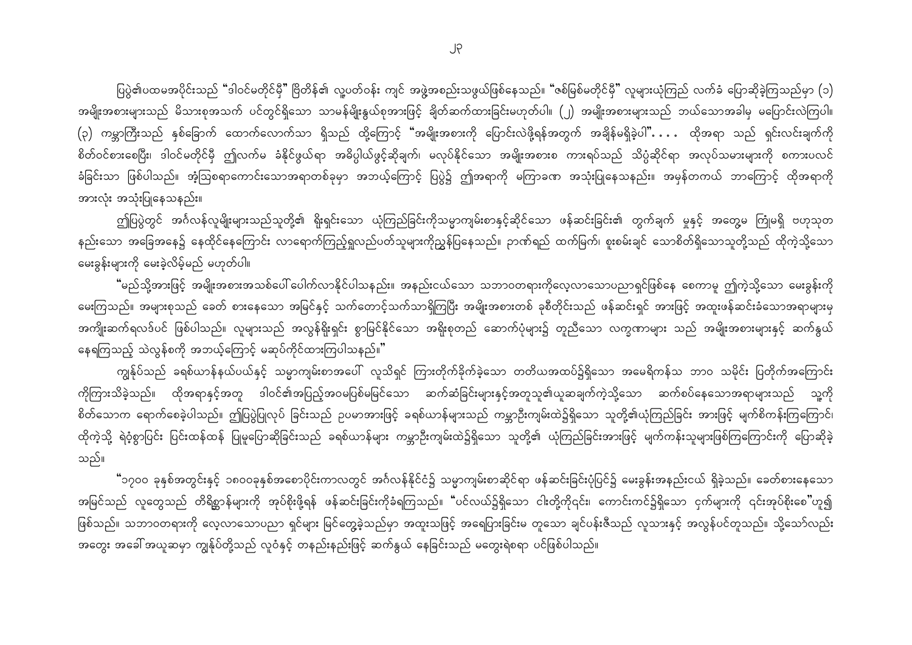ပြပွဲ၏ပထမအပိုင်းသည် "ဒါဝင်မတိုင်မီ" ဗြိတိန်၏ လူ့ပတ်ဝန်း ကျင် အဖွဲ့အစည်းသဖွယ်ဖြစ်နေသည်။ "ဇစ်မြစ်မတိုင်မီ" လူများယုံကြည် လက်ခံ ပြောဆိုခဲ့ကြသည်မှာ (၁) အမျိုးအစားများသည် မိသားစုအသက် ပင်တွင်ရှိသော သာမန်မျိုးနွယ်စုအားဖြင့် ချိတ်ဆက်ထားခြင်းမဟုတ်ပါ။ (၂) အမျိုးအစားများသည် ဘယ်သောအခါမှ မပြောင်းလဲကြပါ။ (၃) ကမ္ဘာကြီးသည် နှစ်ခြောက် ထောင်လောက်သာ ရှိသည် ထို့ကြောင့် "အမျိုးအစားကို ပြောင်းလဲဖို့ရန်အတွက် အချိန်မရှိခဲ့ပါ". . . . ထိုအရာ သည် ရှင်းလင်းချက်ကို စိတ်ဝင်စားစေပြီး၊ ဒါဝင်မတိုင်မီ ဤလက်မ ခံနိုင်ဖွယ်ရာ အဓိပ္ပါယ်ဖွင့်ဆိုချက်၊ မလုပ်နိုင်သော အမျိုးအစားစ ကားရပ်သည် သိပ္ပံဆိုင်ရာ အလုပ်သမားများကို စကားပလင် ခံခြင်းသာ ဖြစ်ပါသည်။ အံ့သြစရာကောင်းသောအရာတစ်ခုမှာ အဘယ့်ကြောင့် ပြပွဲ၌ ဤအရာကို မကြာခဏ အသုံးပြုနေသနည်း။ အမှန်တကယ် ဘာကြောင့် ထိုအရာကို အားလုံး အသုံးပြုနေသနည်း။

ဤပြပွဲတွင် အင်္ဂလန်လူမျိုးများသည်သူတို့၏ ရိုးရှင်းသော ယုံကြည်ခြင်းကိုသမ္မာကျမ်းစာနှင့်ဆိုင်သော ဖန်ဆင်းခြင်း၏ တွက်ချက် မှုနှင့် အတွေ့မ ကြုံမရှိ ဗဟုသုတ နည်းသော အခြေအနေ၌ နေထိုင်နေကြောင်း လာရောက်ကြည့်ရှုလည်ပတ်သူများကိုညွှန်ပြနေသည်။ ဉာဏ်ရည် ထက်မြက်၊ စူးစမ်းချင် သောစိတ်ရှိသောသူတို့သည် ထိုကဲ့သို့သော မေးခွန်းများကို မေးခဲ့လိမ့်မည် မဟုတ်ပါ။

"မည်သို့အားဖြင့် အမျိုးအစားအသစ်ပေါ်ပေါက်လာနိုင်ပါသနည်း။ အနည်းငယ်သော သဘာဝတရားကိုလေ့လာသောပညာရှင်ဖြစ်နေ စေကာမူ ဤကဲ့သို့သော မေးခွန်းကို မေးကြသည်။ အများစုသည် ခေတ် စားနေသော အမြင်နှင့် သက်တောင့်သက်သာရှိကြပြီး အမျိုးအစားတစ် ခုစီတိုင်းသည် ဖန်ဆင်းရှင် အားဖြင့် အထူးဖန်ဆင်းခံသောအရာများမှ အကျိုးဆက်ရလဒ်ပင် ဖြစ်ပါသည်။ လူများသည် အလွန်ရိုးရှင်း စွာမြင်နိုင်သော အရိုးစုတည် ဆောက်ပုံများ၌ တူညီသော လက္ခဏာများ သည် အမျိုးအစားများနှင့် ဆက်နွယ်နေရကြသည့် သဲလွန်စကို အဘယ့်ကြောင့် မဆုပ်ကိုင်ထားကြပါသနည်း။"

ကျွန်ုပ်သည် ခရစ်ယာန်နယ်ပယ်နှင့် သမ္မာကျမ်းစာအပေါ် လူသိရှင် ကြားတိုက်ခိုက်ခဲ့သော တတိယအထပ်၌ရှိသော အမေရိကန်သ ဘာဝ သမိုင်း ပြတိုက်အကြောင်းကိုကြားသိခဲ့သည်။ ထိုအရာနှင့်အတူ ဒါဝင်၏အပြည့်အဝမပြစ်မမြင်သော ဆက်ဆံခြင်းများနှင့်အတူသူ၏ယူဆချက်ကဲ့သို့သော ဆက်စပ်နေသောအရာများသည် သူ့ကို စိတ်သောက ရောက်စေခဲ့ပါသည်။ ဤပြပွဲပြုလုပ် ခြင်းသည် ဥပမာအားဖြင့် ခရစ်ယာန်များသည် ကမ္ဘာဦးကျမ်းထဲ၌ရှိသော သူတို့၏ယုံကြည်ခြင်း အားဖြင့် မျက်စိကန်းကြကြောင်း၊ ထိုကဲ့သို့ ရဲဝံ့စွာပြင်း ပြင်းထန်ထန် ပြုမူပြောဆိုခြင်းသည် ခရစ်ယာန်များ ကမ္ဘာဦးကျမ်းထဲ၌ရှိသော သူတို့၏ ယုံကြည်ခြင်းအားဖြင့် မျက်ကန်းသူများဖြစ်ကြကြောင်းကို ပြောဆိုခဲ့သည်။

"၁၇၀၀ ခုနှစ်အတွင်းနှင့် ၁၈၀၀ခုနှစ်အစောပိုင်းကာလတွင် အင်္ဂလန်နိုင်ငံ၌ သမ္မာကျမ်းစာဆိုင်ရာ ဖန်ဆင်းခြင်းပုံပြင်၌ မေးခွန်းအနည်းငယ် ရှိခဲ့သည်။ ခေတ်စားနေသော အမြင်သည် လူတွေသည် တိရိစ္ဆာန်များကို အုပ်စိုးဖို့ရန် ဖန်ဆင်းခြင်းကိုခံရကြသည်။ "ပင်လယ်၌ရှိသော ငါးတို့ကိုငင်း၊ ကောင်းကင်၌ရှိသော ငှက်များကို ငင်းအုပ်စိုးစေ"ဟူ၍ ဖြစ်သည်။ သဘာဝတရားကို လေ့လာသောပညာ ရှင်များ မြင်တွေ့ခဲ့သည်မှာ အထူးသဖြင့် အရေပြားခြင်းမ တူသော ချင်ပန်းဇီသည် လူသားနှင့် အလွန်ပင်တူသည်။ သို့သော်လည်း အတွေး အခေါ်အယူဆမှာ ကျွန်ုပ်တို့သည် လူဝံနှင့် တနည်းနည်းဖြင့် ဆက်နွယ် နေခြင်းသည် မတွေးရဲစရာ ပင်ဖြစ်ပါသည်။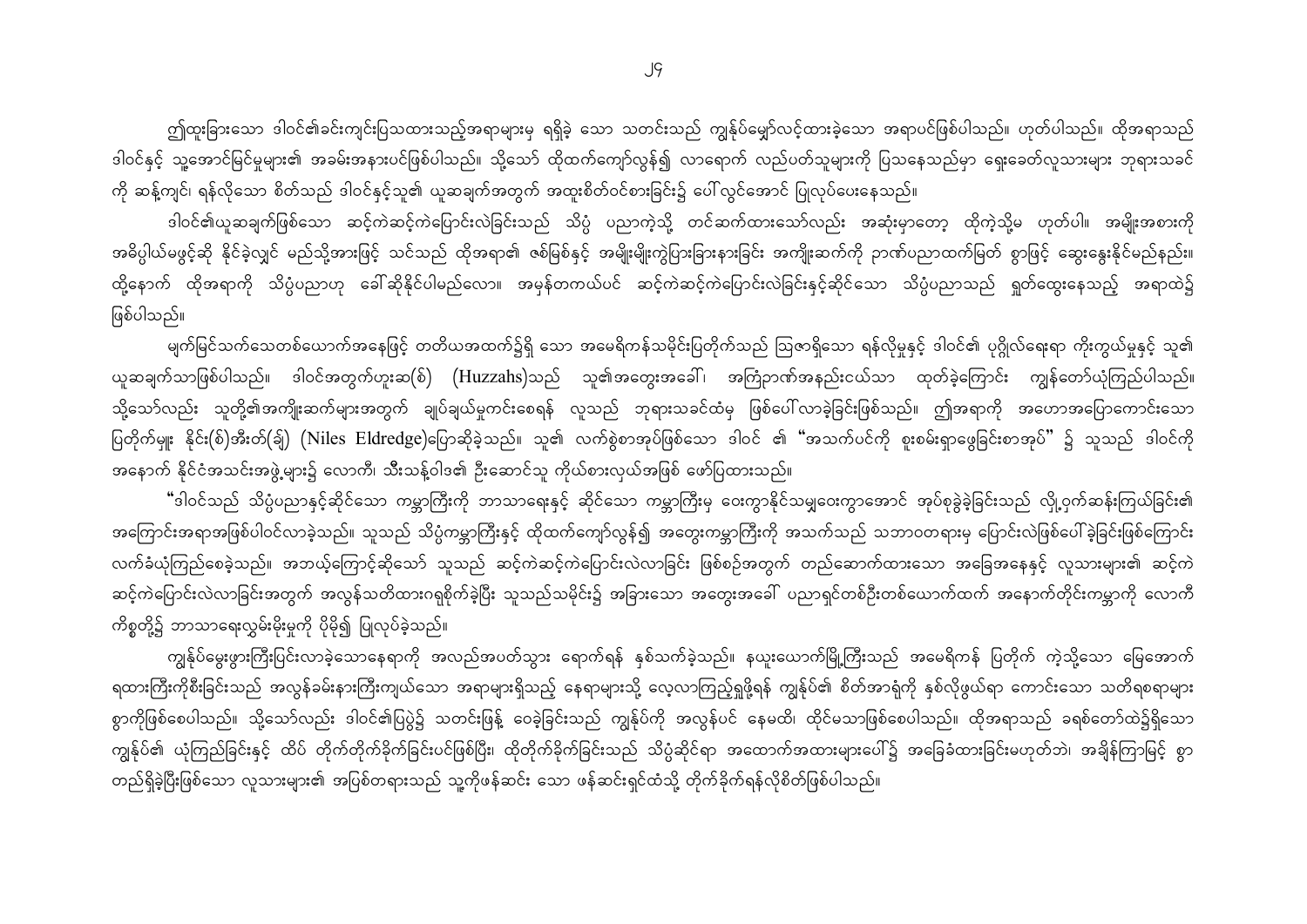ဤထူးခြားသော ဒါဝင်၏ခင်းကျင်းပြသထားသည့်အရာများမှ ရရှိခဲ့ သော သတင်းသည် ကျွန်ုပ်မျှော်လင့်ထားခဲ့သော အရာပင်ဖြစ်ပါသည်။ ဟုတ်ပါသည်။ ထိုအရာသည် ဒါဝင်နှင့် သူ့အောင်မြင်မှုများ၏ အခမ်းအနားပင်ဖြစ်ပါသည်။ သို့သော် ထိုထက်ကျော်လွန်၍ လာရောက် လည်ပတ်သူများကို ပြသနေသည်မှာ ရှေးခေတ်လူသားများ ဘုရားသခင်ကို ဆန့်ကျင်၊ ရန်လိုသော စိတ်သည် ဒါဝင်နှင့်သူ၏ ယူဆချက်အတွက် အထူးစိတ်ဝင်စားခြင်း၌ ပေါ်လွင်အောင် ပြုလုပ်ပေးနေသည်။

ဒါဝင်၏ယူဆချက်ဖြစ်သော ဆင့်ကဲဆင့်ကဲပြောင်းလဲခြင်းသည် သိပ္ပံ ပညာကဲ့သို့ တင်ဆက်ထားသော်လည်း အဆုံးမှာတော့ ထိုကဲ့သို့မ ဟုတ်ပါ။ အမျိုးအစားကို အဓိပ္ပါယ်မဖွင့်ဆို နိုင်ခဲ့လျှင် မည်သို့အားဖြင့် သင်သည် ထိုအရာ၏ ဇစ်မြစ်နှင့် အမျိုးမျိုးကွဲပြားခြားနားခြင်း အကျိုးဆက်ကို ဉာဏ်ပညာထက်မြတ် စွာဖြင့် ဆွေးနွေးနိုင်မည်နည်း။ ထို့နောက် ထိုအရာကို သိပ္ပံပညာဟု ခေါ်ဆိုနိုင်ပါမည်လော။ အမှန်တကယ်ပင် ဆင့်ကဲဆင့်ကဲပြောင်းလဲခြင်းနှင့်ဆိုင်သော သိပ္ပံပညာသည် ရှုတ်ထွေးနေသည့် အရာထဲ၌ ဖြစ်ပါသည်။

မျက်မြင်သက်သေတစ်ယောက်အနေဖြင့် တတိယအထက်၌ရှိ သော အမေရိကန်သမိုင်းပြတိုက်သည် ဩဇာရှိသော ရန်လိုမှုနှင့် ဒါဝင်၏ ပုဂ္ဂိုလ်ရေးရာ ကိုးကွယ်မှုနှင့် သူ၏ ယူဆချက်သာဖြစ်ပါသည်။ ဒါဝင်အတွက်ဟူးဆ(စ်) (Huzzahs)သည် သူ၏အတွေးအခေါ်၊ အကြံဉာဏ်အနည်းငယ်သာ ထုတ်ခဲ့ကြောင်း ကျွန်တော်ယုံကြည်ပါသည်။ သို့သော်လည်း သူတို့၏အကျိုးဆက်များအတွက် ချုပ်ချယ်မှုကင်းစေရန် လူသည် ဘုရားသခင်ထံမှ ဖြစ်ပေါ်လာခဲ့ခြင်းဖြစ်သည်။ ဤအရာကို အဟောအပြောကောင်းသော ပြတိုက်မှူး နိုင်း(စ်)အီးတ်(ချ်) (Niles Eldredge)ပြောဆိုခဲ့သည်။ သူ၏ လက်စွဲစာအုပ်ဖြစ်သော ဒါဝင် ၏ "အသက်ပင်ကို စူးစမ်းရှာဖွေခြင်းစာအုပ်" ၌ သူသည် ဒါဝင်ကို အနောက် နိုင်ငံအသင်းအဖွဲ့များ၌ လောကီ၊ သီးသန့်ဝါဒ၏ ဦးဆောင်သူ ကိုယ်စားလှယ်အဖြစ် ဖော်ပြထားသည်။

"ဒါဝင်သည် သိပ္ပံပညာနှင့်ဆိုင်သော ကမ္ဘာကြီးကို ဘာသာရေးနှင့် ဆိုင်သော ကမ္ဘာကြီးမှ ဝေးကွာနိုင်သမျှဝေးကွာအောင် အုပ်စုခွဲခဲ့ခြင်းသည် လို့ဝှက်ဆန်းကြယ်ခြင်း၏ အကြောင်းအရာအဖြစ်ပါဝင်လာခဲ့သည်။ သူသည် သိပ္ပံကမ္ဘာကြီးနှင့် ထိုထက်ကျော်လွန်၍ အတွေးကမ္ဘာကြီးကို အသက်သည် သဘာဝတရားမှ ပြောင်းလဲဖြစ်ပေါ်ခဲ့ခြင်းဖြစ်ကြောင်း လက်ခံယုံကြည်စေခဲ့သည်။ အဘယ့်ကြောင့်ဆိုသော် သူသည် ဆင့်ကဲဆင့်ကဲပြောင်းလဲလာခြင်း ဖြစ်စဉ်အတွက် တည်ဆောက်ထားသော အခြေအနေနှင့် လူသားများ၏ ဆင့်ကဲဆင့်ကဲပြောင်းလဲလာခြင်းအတွက် အလွန်သတိထားဂရုစိုက်ခဲ့ပြီး သူသည်သမိုင်း၌ အခြားသော အတွေးအခေါ် ပညာရှင်တစ်ဦးတစ်ယောက်ထက် အနောက်တိုင်းကမ္ဘာကို လောကီကိစ္စတို့၌ ဘာသာရေးလွှမ်းမိုးမှုကို ပိုမို၍ ပြုလုပ်ခဲ့သည်။

ကျွန်ုပ်မွေးဖွားကြီးပြင်းလာခဲ့သောနေရာကို အလည်အပတ်သွား ရောက်ရန် နှစ်သက်ခဲ့သည်။ နယူးယောက်မြို့ကြီးသည် အမေရိကန် ပြတိုက် ကဲ့သို့သော မြေအောက်ရထားကြီးကိုစီးခြင်းသည် အလွန်ခမ်းနားကြီးကျယ်သော အရာများရှိသည့် နေရာများသို့ လေ့လာကြည့်ရှုဖို့ရန် ကျွန်ုပ်၏ စိတ်အာရုံကို နှစ်လိုဖွယ်ရာ ကောင်းသော သတိရစရာများ စွာကိုဖြစ်စေပါသည်။ သို့သော်လည်း ဒါဝင်၏ပြပွဲ၌ သတင်းဖြန့် ဝေခဲ့ခြင်းသည် ကျွန်ုပ်ကို အလွန်ပင် နေမထိ၊ ထိုင်မသာဖြစ်စေပါသည်။ ထိုအရာသည် ခရစ်တော်ထဲ၌ရှိသော ကျွန်ုပ်၏ ယုံကြည်ခြင်းနှင့် ထိပ် တိုက်တိုက်ခိုက်ခြင်းပင်ဖြစ်ပြီး၊ ထိုတိုက်ခိုက်ခြင်းသည် သိပ္ပံဆိုင်ရာ အထောက်အထားများပေါ်၌ အခြေခံထားခြင်းမဟုတ်ဘဲ၊ အချိန်ကြာမြင့် စွာ တည်ရှိခဲ့ပြီးဖြစ်သော လူသားများ၏ အပြစ်တရားသည် သူ့ကိုဖန်ဆင်း သော ဖန်ဆင်းရှင်ထံသို့ တိုက်ခိုက်ရန်လိုစိတ်ဖြစ်ပါသည်။